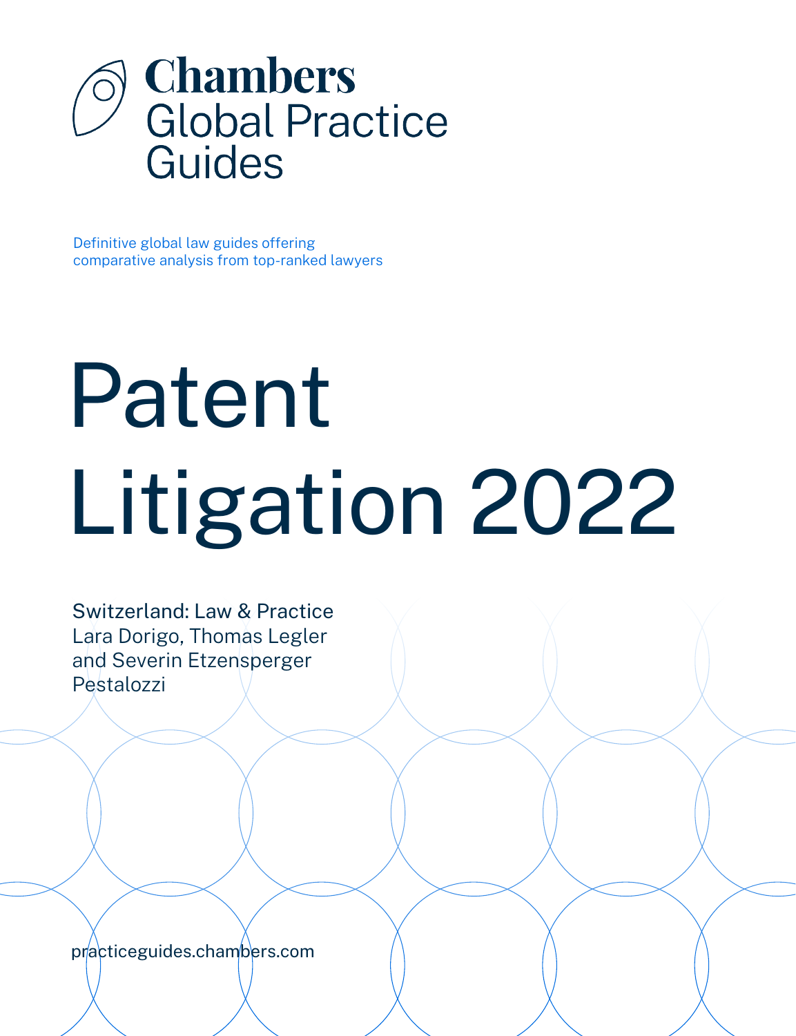Chambers
Global Practice
Guides

Definitive global law guides offering
comparative analysis from top-ranked lawyers

# Patent Litigation 2022

Switzerland: Law & Practice
Lara Dorigo, Thomas Legler
and Severin Etzensperger
Pestalozzi

practiceguides.chambers.com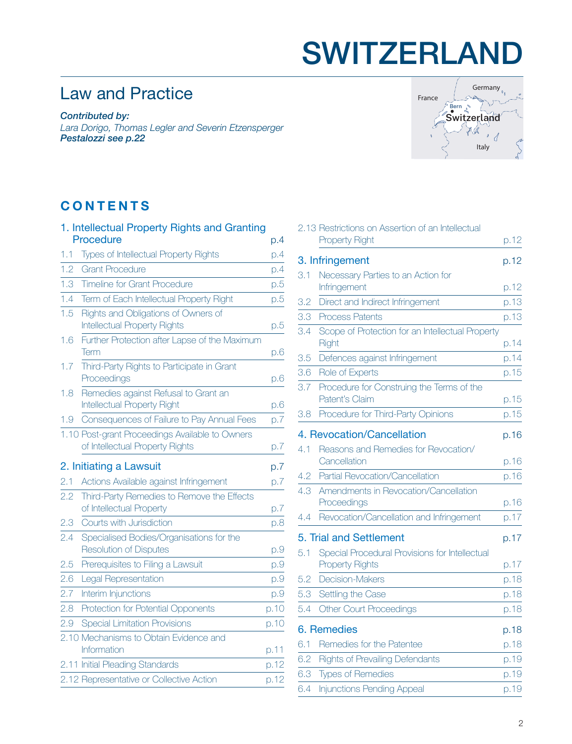# SWITZERLAND

## Law and Practice

***Contributed by:***
*Lara Dorigo, Thomas Legler and Severin Etzensperger*
***Pestalozzi see p.22***

## CONTENTS

**1. Intellectual Property Rights and Granting Procedure** p.4
- 1.1 Types of Intellectual Property Rights p.4
- 1.2 Grant Procedure p.4
- 1.3 Timeline for Grant Procedure p.5
- 1.4 Term of Each Intellectual Property Right p.5
- 1.5 Rights and Obligations of Owners of Intellectual Property Rights p.5
- 1.6 Further Protection after Lapse of the Maximum Term p.6
- 1.7 Third-Party Rights to Participate in Grant Proceedings p.6
- 1.8 Remedies against Refusal to Grant an Intellectual Property Right p.6
- 1.9 Consequences of Failure to Pay Annual Fees p.7
- 1.10 Post-grant Proceedings Available to Owners of Intellectual Property Rights p.7

**2. Initiating a Lawsuit** p.7
- 2.1 Actions Available against Infringement p.7
- 2.2 Third-Party Remedies to Remove the Effects of Intellectual Property p.7
- 2.3 Courts with Jurisdiction p.8
- 2.4 Specialised Bodies/Organisations for the Resolution of Disputes p.9
- 2.5 Prerequisites to Filing a Lawsuit p.9
- 2.6 Legal Representation p.9
- 2.7 Interim Injunctions p.9
- 2.8 Protection for Potential Opponents p.10
- 2.9 Special Limitation Provisions p.10
- 2.10 Mechanisms to Obtain Evidence and Information p.11
- 2.11 Initial Pleading Standards p.12
- 2.12 Representative or Collective Action p.12
- 2.13 Restrictions on Assertion of an Intellectual Property Right p.12

**3. Infringement** p.12
- 3.1 Necessary Parties to an Action for Infringement p.12
- 3.2 Direct and Indirect Infringement p.13
- 3.3 Process Patents p.13
- 3.4 Scope of Protection for an Intellectual Property Right p.14
- 3.5 Defences against Infringement p.14
- 3.6 Role of Experts p.15
- 3.7 Procedure for Construing the Terms of the Patent's Claim p.15
- 3.8 Procedure for Third-Party Opinions p.15

**4. Revocation/Cancellation** p.16
- 4.1 Reasons and Remedies for Revocation/Cancellation p.16
- 4.2 Partial Revocation/Cancellation p.16
- 4.3 Amendments in Revocation/Cancellation Proceedings p.16
- 4.4 Revocation/Cancellation and Infringement p.17

**5. Trial and Settlement** p.17
- 5.1 Special Procedural Provisions for Intellectual Property Rights p.17
- 5.2 Decision-Makers p.18
- 5.3 Settling the Case p.18
- 5.4 Other Court Proceedings p.18

**6. Remedies** p.18
- 6.1 Remedies for the Patentee p.18
- 6.2 Rights of Prevailing Defendants p.19
- 6.3 Types of Remedies p.19
- 6.4 Injunctions Pending Appeal p.19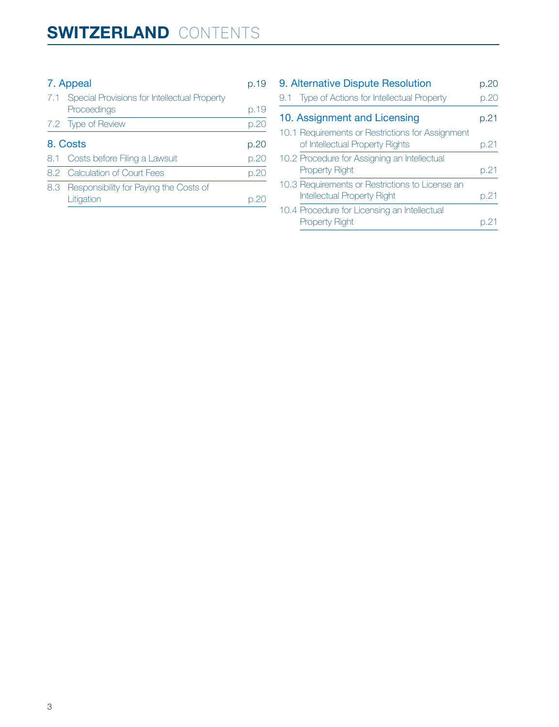# SWITZERLAND CONTENTS

**7. Appeal** p.19

7.1 Special Provisions for Intellectual Property Proceedings p.19

7.2 Type of Review p.20

**8. Costs** p.20

8.1 Costs before Filing a Lawsuit p.20

8.2 Calculation of Court Fees p.20

8.3 Responsibility for Paying the Costs of Litigation p.20

**9. Alternative Dispute Resolution** p.20

9.1 Type of Actions for Intellectual Property p.20

**10. Assignment and Licensing** p.21

10.1 Requirements or Restrictions for Assignment of Intellectual Property Rights p.21

10.2 Procedure for Assigning an Intellectual Property Right p.21

10.3 Requirements or Restrictions to License an Intellectual Property Right p.21

10.4 Procedure for Licensing an Intellectual Property Right p.21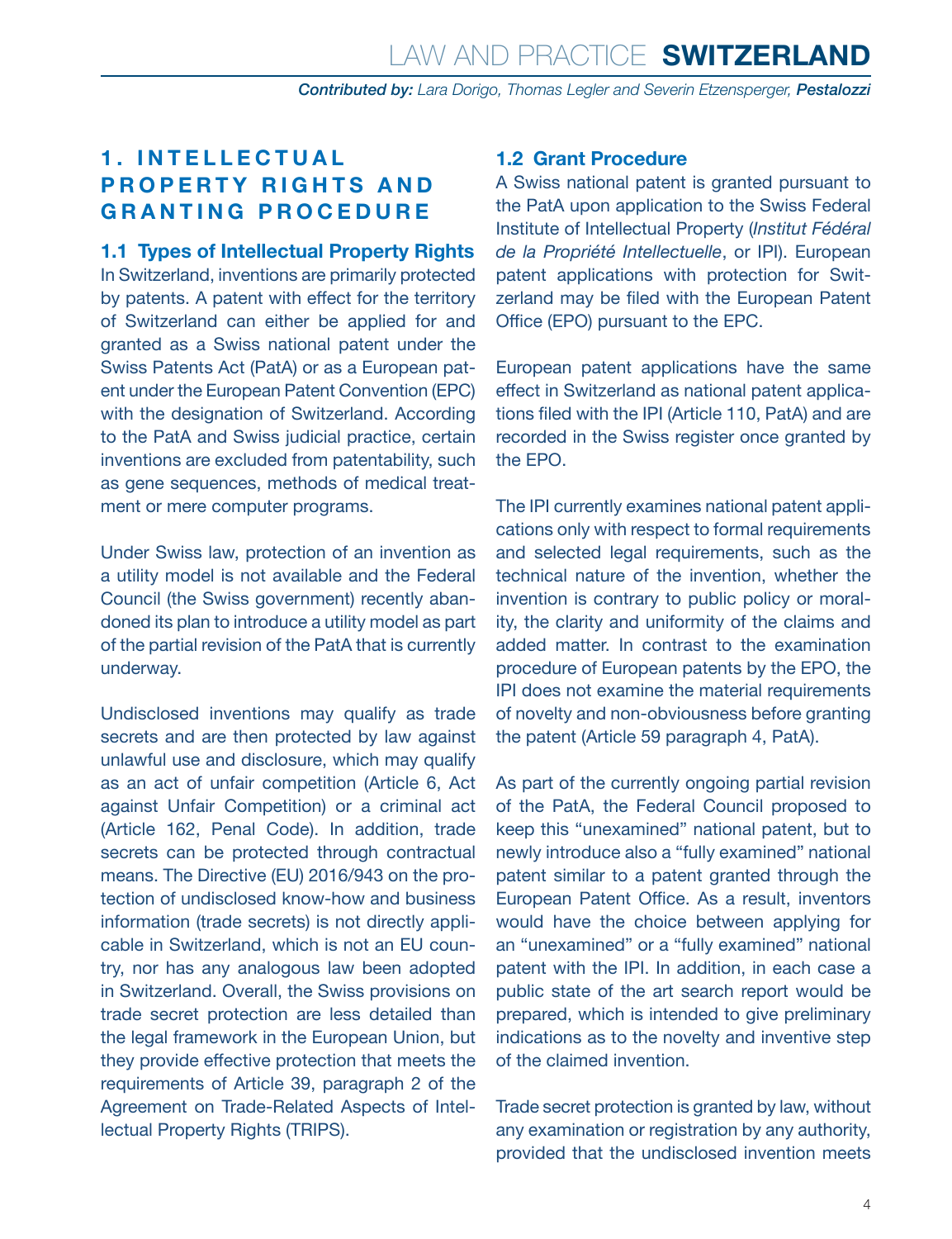## 1. INTELLECTUAL PROPERTY RIGHTS AND GRANTING PROCEDURE

### 1.1 Types of Intellectual Property Rights

In Switzerland, inventions are primarily protected by patents. A patent with effect for the territory of Switzerland can either be applied for and granted as a Swiss national patent under the Swiss Patents Act (PatA) or as a European patent under the European Patent Convention (EPC) with the designation of Switzerland. According to the PatA and Swiss judicial practice, certain inventions are excluded from patentability, such as gene sequences, methods of medical treatment or mere computer programs.

Under Swiss law, protection of an invention as a utility model is not available and the Federal Council (the Swiss government) recently abandoned its plan to introduce a utility model as part of the partial revision of the PatA that is currently underway.

Undisclosed inventions may qualify as trade secrets and are then protected by law against unlawful use and disclosure, which may qualify as an act of unfair competition (Article 6, Act against Unfair Competition) or a criminal act (Article 162, Penal Code). In addition, trade secrets can be protected through contractual means. The Directive (EU) 2016/943 on the protection of undisclosed know-how and business information (trade secrets) is not directly applicable in Switzerland, which is not an EU country, nor has any analogous law been adopted in Switzerland. Overall, the Swiss provisions on trade secret protection are less detailed than the legal framework in the European Union, but they provide effective protection that meets the requirements of Article 39, paragraph 2 of the Agreement on Trade-Related Aspects of Intellectual Property Rights (TRIPS).

### 1.2 Grant Procedure

A Swiss national patent is granted pursuant to the PatA upon application to the Swiss Federal Institute of Intellectual Property (*Institut Fédéral de la Propriété Intellectuelle*, or IPI). European patent applications with protection for Switzerland may be filed with the European Patent Office (EPO) pursuant to the EPC.

European patent applications have the same effect in Switzerland as national patent applications filed with the IPI (Article 110, PatA) and are recorded in the Swiss register once granted by the EPO.

The IPI currently examines national patent applications only with respect to formal requirements and selected legal requirements, such as the technical nature of the invention, whether the invention is contrary to public policy or morality, the clarity and uniformity of the claims and added matter. In contrast to the examination procedure of European patents by the EPO, the IPI does not examine the material requirements of novelty and non-obviousness before granting the patent (Article 59 paragraph 4, PatA).

As part of the currently ongoing partial revision of the PatA, the Federal Council proposed to keep this "unexamined" national patent, but to newly introduce also a "fully examined" national patent similar to a patent granted through the European Patent Office. As a result, inventors would have the choice between applying for an "unexamined" or a "fully examined" national patent with the IPI. In addition, in each case a public state of the art search report would be prepared, which is intended to give preliminary indications as to the novelty and inventive step of the claimed invention.

Trade secret protection is granted by law, without any examination or registration by any authority, provided that the undisclosed invention meets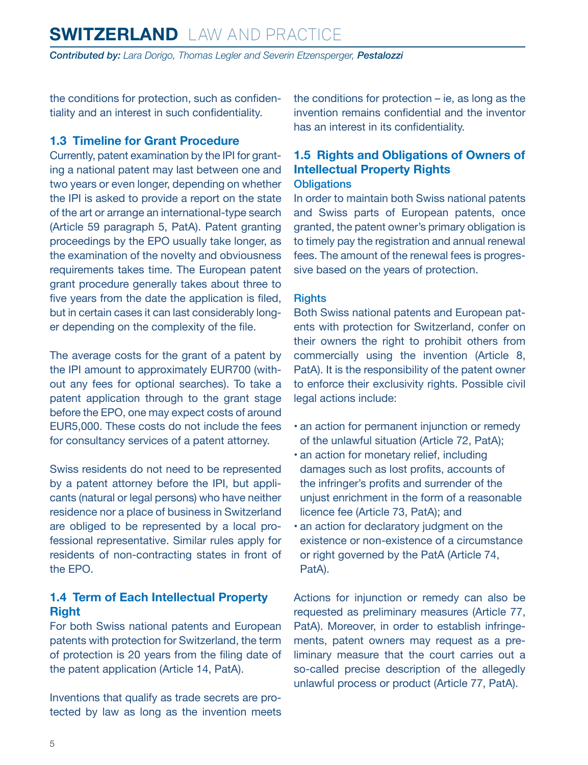the conditions for protection, such as confidentiality and an interest in such confidentiality.

### 1.3 Timeline for Grant Procedure

Currently, patent examination by the IPI for granting a national patent may last between one and two years or even longer, depending on whether the IPI is asked to provide a report on the state of the art or arrange an international-type search (Article 59 paragraph 5, PatA). Patent granting proceedings by the EPO usually take longer, as the examination of the novelty and obviousness requirements takes time. The European patent grant procedure generally takes about three to five years from the date the application is filed, but in certain cases it can last considerably longer depending on the complexity of the file.

The average costs for the grant of a patent by the IPI amount to approximately EUR700 (without any fees for optional searches). To take a patent application through to the grant stage before the EPO, one may expect costs of around EUR5,000. These costs do not include the fees for consultancy services of a patent attorney.

Swiss residents do not need to be represented by a patent attorney before the IPI, but applicants (natural or legal persons) who have neither residence nor a place of business in Switzerland are obliged to be represented by a local professional representative. Similar rules apply for residents of non-contracting states in front of the EPO.

### 1.4 Term of Each Intellectual Property Right

For both Swiss national patents and European patents with protection for Switzerland, the term of protection is 20 years from the filing date of the patent application (Article 14, PatA).

Inventions that qualify as trade secrets are protected by law as long as the invention meets the conditions for protection – ie, as long as the invention remains confidential and the inventor has an interest in its confidentiality.

### 1.5 Rights and Obligations of Owners of Intellectual Property Rights

#### Obligations

In order to maintain both Swiss national patents and Swiss parts of European patents, once granted, the patent owner's primary obligation is to timely pay the registration and annual renewal fees. The amount of the renewal fees is progressive based on the years of protection.

#### Rights

Both Swiss national patents and European patents with protection for Switzerland, confer on their owners the right to prohibit others from commercially using the invention (Article 8, PatA). It is the responsibility of the patent owner to enforce their exclusivity rights. Possible civil legal actions include:

- an action for permanent injunction or remedy of the unlawful situation (Article 72, PatA);
- an action for monetary relief, including damages such as lost profits, accounts of the infringer's profits and surrender of the unjust enrichment in the form of a reasonable licence fee (Article 73, PatA); and
- an action for declaratory judgment on the existence or non-existence of a circumstance or right governed by the PatA (Article 74, PatA).

Actions for injunction or remedy can also be requested as preliminary measures (Article 77, PatA). Moreover, in order to establish infringements, patent owners may request as a preliminary measure that the court carries out a so-called precise description of the allegedly unlawful process or product (Article 77, PatA).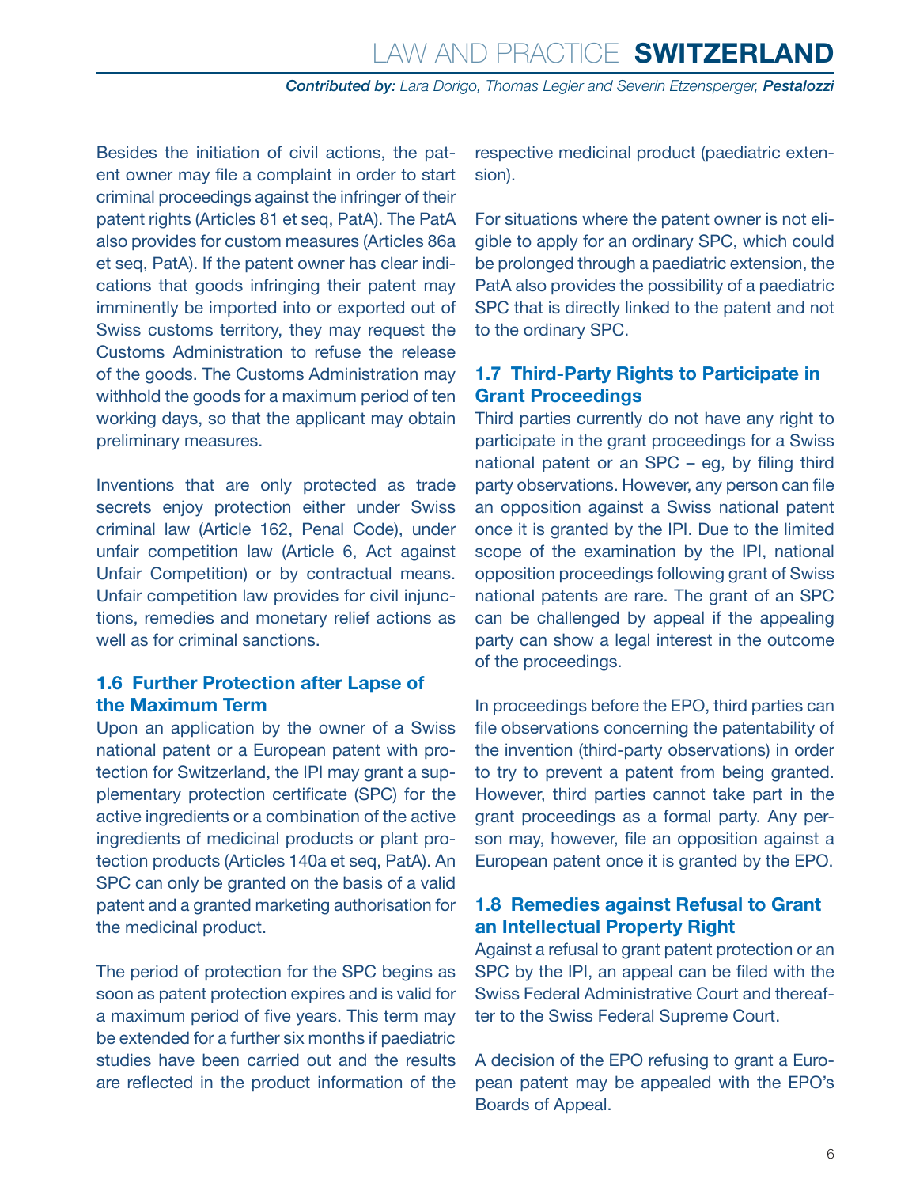Besides the initiation of civil actions, the patent owner may file a complaint in order to start criminal proceedings against the infringer of their patent rights (Articles 81 et seq, PatA). The PatA also provides for custom measures (Articles 86a et seq, PatA). If the patent owner has clear indications that goods infringing their patent may imminently be imported into or exported out of Swiss customs territory, they may request the Customs Administration to refuse the release of the goods. The Customs Administration may withhold the goods for a maximum period of ten working days, so that the applicant may obtain preliminary measures.

Inventions that are only protected as trade secrets enjoy protection either under Swiss criminal law (Article 162, Penal Code), under unfair competition law (Article 6, Act against Unfair Competition) or by contractual means. Unfair competition law provides for civil injunctions, remedies and monetary relief actions as well as for criminal sanctions.

## 1.6 Further Protection after Lapse of the Maximum Term

Upon an application by the owner of a Swiss national patent or a European patent with protection for Switzerland, the IPI may grant a supplementary protection certificate (SPC) for the active ingredients or a combination of the active ingredients of medicinal products or plant protection products (Articles 140a et seq, PatA). An SPC can only be granted on the basis of a valid patent and a granted marketing authorisation for the medicinal product.

The period of protection for the SPC begins as soon as patent protection expires and is valid for a maximum period of five years. This term may be extended for a further six months if paediatric studies have been carried out and the results are reflected in the product information of the respective medicinal product (paediatric extension).

For situations where the patent owner is not eligible to apply for an ordinary SPC, which could be prolonged through a paediatric extension, the PatA also provides the possibility of a paediatric SPC that is directly linked to the patent and not to the ordinary SPC.

## 1.7 Third-Party Rights to Participate in Grant Proceedings

Third parties currently do not have any right to participate in the grant proceedings for a Swiss national patent or an SPC – eg, by filing third party observations. However, any person can file an opposition against a Swiss national patent once it is granted by the IPI. Due to the limited scope of the examination by the IPI, national opposition proceedings following grant of Swiss national patents are rare. The grant of an SPC can be challenged by appeal if the appealing party can show a legal interest in the outcome of the proceedings.

In proceedings before the EPO, third parties can file observations concerning the patentability of the invention (third-party observations) in order to try to prevent a patent from being granted. However, third parties cannot take part in the grant proceedings as a formal party. Any person may, however, file an opposition against a European patent once it is granted by the EPO.

## 1.8 Remedies against Refusal to Grant an Intellectual Property Right

Against a refusal to grant patent protection or an SPC by the IPI, an appeal can be filed with the Swiss Federal Administrative Court and thereafter to the Swiss Federal Supreme Court.

A decision of the EPO refusing to grant a European patent may be appealed with the EPO's Boards of Appeal.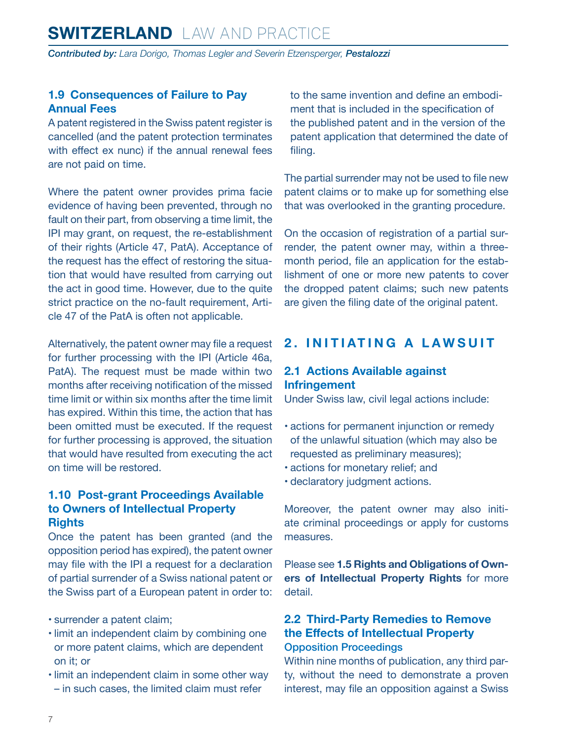### 1.9 Consequences of Failure to Pay Annual Fees

A patent registered in the Swiss patent register is cancelled (and the patent protection terminates with effect ex nunc) if the annual renewal fees are not paid on time.

Where the patent owner provides prima facie evidence of having been prevented, through no fault on their part, from observing a time limit, the IPI may grant, on request, the re-establishment of their rights (Article 47, PatA). Acceptance of the request has the effect of restoring the situation that would have resulted from carrying out the act in good time. However, due to the quite strict practice on the no-fault requirement, Article 47 of the PatA is often not applicable.

Alternatively, the patent owner may file a request for further processing with the IPI (Article 46a, PatA). The request must be made within two months after receiving notification of the missed time limit or within six months after the time limit has expired. Within this time, the action that has been omitted must be executed. If the request for further processing is approved, the situation that would have resulted from executing the act on time will be restored.

### 1.10 Post-grant Proceedings Available to Owners of Intellectual Property Rights

Once the patent has been granted (and the opposition period has expired), the patent owner may file with the IPI a request for a declaration of partial surrender of a Swiss national patent or the Swiss part of a European patent in order to:

- surrender a patent claim;
- limit an independent claim by combining one or more patent claims, which are dependent on it; or
- limit an independent claim in some other way – in such cases, the limited claim must refer to the same invention and define an embodiment that is included in the specification of the published patent and in the version of the patent application that determined the date of filing.

The partial surrender may not be used to file new patent claims or to make up for something else that was overlooked in the granting procedure.

On the occasion of registration of a partial surrender, the patent owner may, within a three-month period, file an application for the establishment of one or more new patents to cover the dropped patent claims; such new patents are given the filing date of the original patent.

## 2. INITIATING A LAWSUIT

### 2.1 Actions Available against Infringement

Under Swiss law, civil legal actions include:

- actions for permanent injunction or remedy of the unlawful situation (which may also be requested as preliminary measures);
- actions for monetary relief; and
- declaratory judgment actions.

Moreover, the patent owner may also initiate criminal proceedings or apply for customs measures.

Please see **1.5 Rights and Obligations of Owners of Intellectual Property Rights** for more detail.

### 2.2 Third-Party Remedies to Remove the Effects of Intellectual Property

#### Opposition Proceedings

Within nine months of publication, any third party, without the need to demonstrate a proven interest, may file an opposition against a Swiss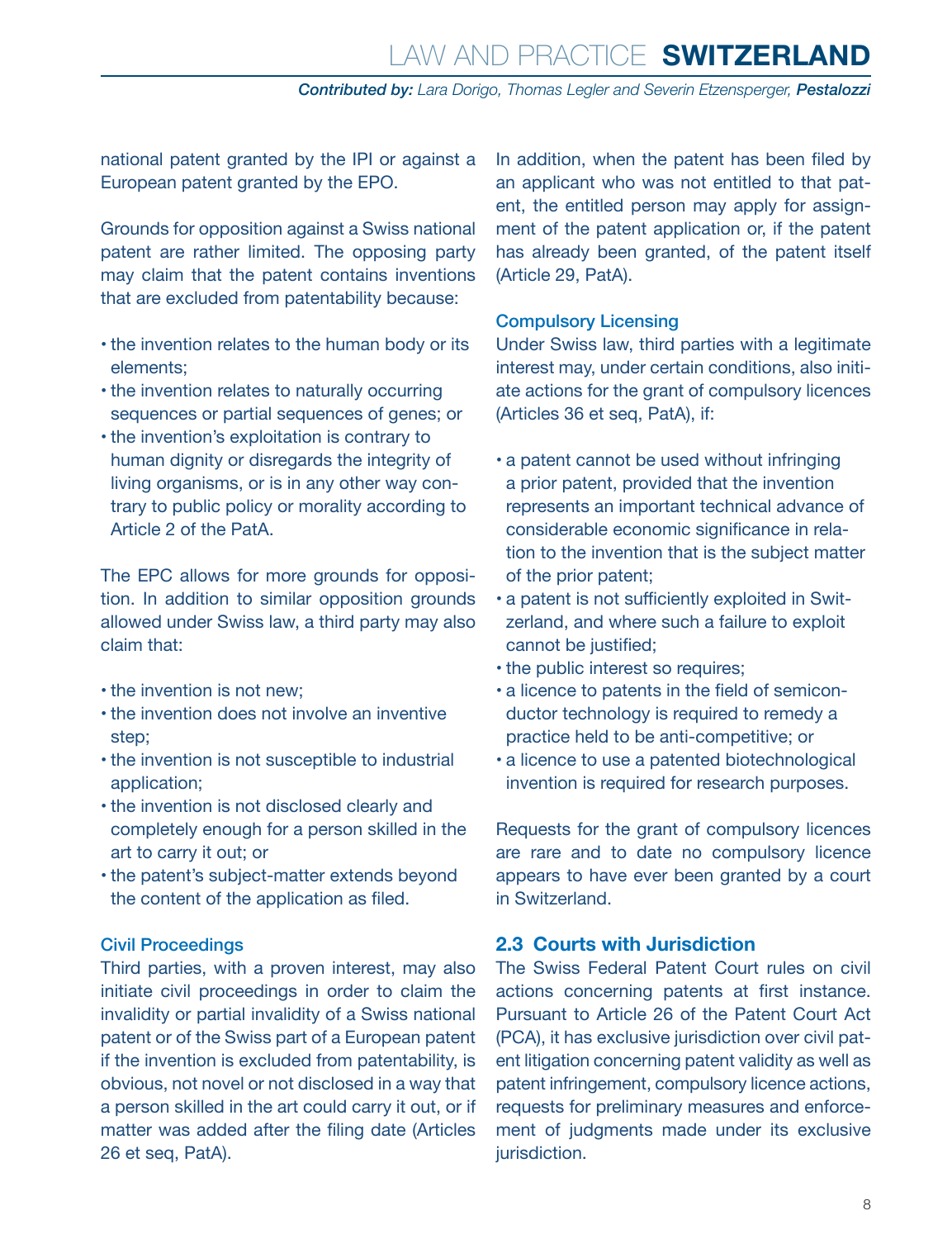national patent granted by the IPI or against a European patent granted by the EPO.

Grounds for opposition against a Swiss national patent are rather limited. The opposing party may claim that the patent contains inventions that are excluded from patentability because:

- the invention relates to the human body or its elements;
- the invention relates to naturally occurring sequences or partial sequences of genes; or
- the invention's exploitation is contrary to human dignity or disregards the integrity of living organisms, or is in any other way contrary to public policy or morality according to Article 2 of the PatA.

The EPC allows for more grounds for opposition. In addition to similar opposition grounds allowed under Swiss law, a third party may also claim that:

- the invention is not new;
- the invention does not involve an inventive step;
- the invention is not susceptible to industrial application;
- the invention is not disclosed clearly and completely enough for a person skilled in the art to carry it out; or
- the patent's subject-matter extends beyond the content of the application as filed.

### Civil Proceedings

Third parties, with a proven interest, may also initiate civil proceedings in order to claim the invalidity or partial invalidity of a Swiss national patent or of the Swiss part of a European patent if the invention is excluded from patentability, is obvious, not novel or not disclosed in a way that a person skilled in the art could carry it out, or if matter was added after the filing date (Articles 26 et seq, PatA).

In addition, when the patent has been filed by an applicant who was not entitled to that patent, the entitled person may apply for assignment of the patent application or, if the patent has already been granted, of the patent itself (Article 29, PatA).

### Compulsory Licensing

Under Swiss law, third parties with a legitimate interest may, under certain conditions, also initiate actions for the grant of compulsory licences (Articles 36 et seq, PatA), if:

- a patent cannot be used without infringing a prior patent, provided that the invention represents an important technical advance of considerable economic significance in relation to the invention that is the subject matter of the prior patent;
- a patent is not sufficiently exploited in Switzerland, and where such a failure to exploit cannot be justified;
- the public interest so requires;
- a licence to patents in the field of semiconductor technology is required to remedy a practice held to be anti-competitive; or
- a licence to use a patented biotechnological invention is required for research purposes.

Requests for the grant of compulsory licences are rare and to date no compulsory licence appears to have ever been granted by a court in Switzerland.

## 2.3 Courts with Jurisdiction

The Swiss Federal Patent Court rules on civil actions concerning patents at first instance. Pursuant to Article 26 of the Patent Court Act (PCA), it has exclusive jurisdiction over civil patent litigation concerning patent validity as well as patent infringement, compulsory licence actions, requests for preliminary measures and enforcement of judgments made under its exclusive jurisdiction.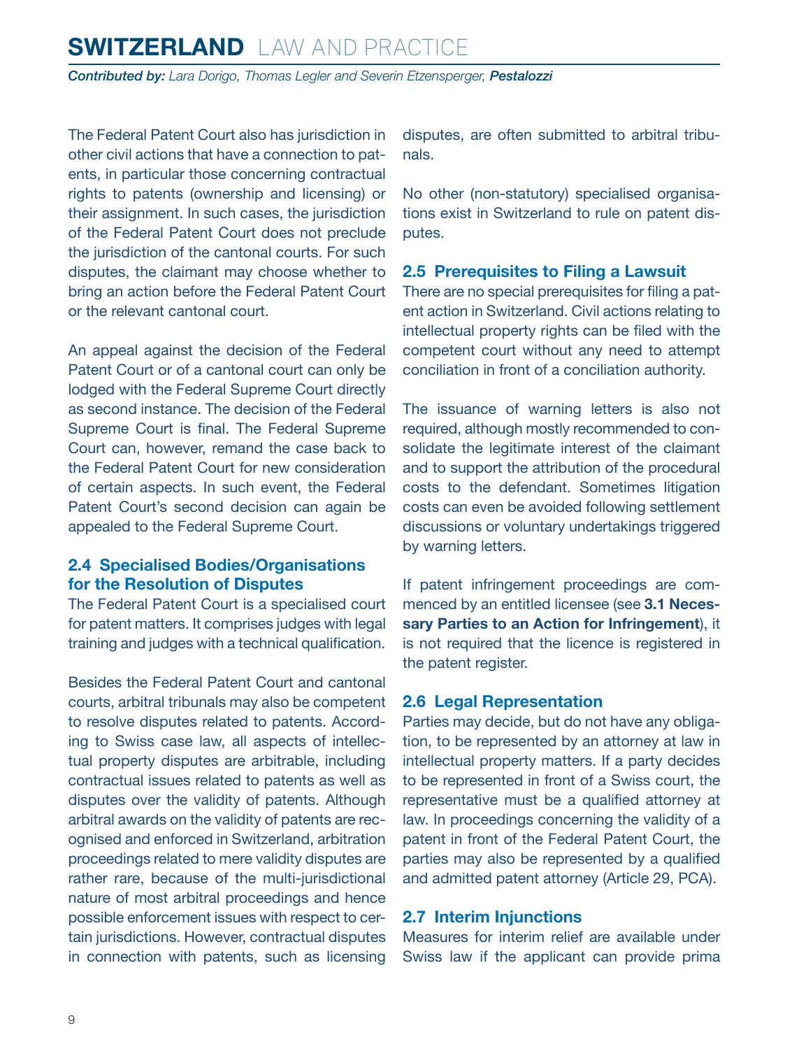The Federal Patent Court also has jurisdiction in other civil actions that have a connection to patents, in particular those concerning contractual rights to patents (ownership and licensing) or their assignment. In such cases, the jurisdiction of the Federal Patent Court does not preclude the jurisdiction of the cantonal courts. For such disputes, the claimant may choose whether to bring an action before the Federal Patent Court or the relevant cantonal court.

An appeal against the decision of the Federal Patent Court or of a cantonal court can only be lodged with the Federal Supreme Court directly as second instance. The decision of the Federal Supreme Court is final. The Federal Supreme Court can, however, remand the case back to the Federal Patent Court for new consideration of certain aspects. In such event, the Federal Patent Court's second decision can again be appealed to the Federal Supreme Court.

## 2.4 Specialised Bodies/Organisations for the Resolution of Disputes

The Federal Patent Court is a specialised court for patent matters. It comprises judges with legal training and judges with a technical qualification.

Besides the Federal Patent Court and cantonal courts, arbitral tribunals may also be competent to resolve disputes related to patents. According to Swiss case law, all aspects of intellectual property disputes are arbitrable, including contractual issues related to patents as well as disputes over the validity of patents. Although arbitral awards on the validity of patents are recognised and enforced in Switzerland, arbitration proceedings related to mere validity disputes are rather rare, because of the multi-jurisdictional nature of most arbitral proceedings and hence possible enforcement issues with respect to certain jurisdictions. However, contractual disputes in connection with patents, such as licensing disputes, are often submitted to arbitral tribunals.

No other (non-statutory) specialised organisations exist in Switzerland to rule on patent disputes.

## 2.5 Prerequisites to Filing a Lawsuit

There are no special prerequisites for filing a patent action in Switzerland. Civil actions relating to intellectual property rights can be filed with the competent court without any need to attempt conciliation in front of a conciliation authority.

The issuance of warning letters is also not required, although mostly recommended to consolidate the legitimate interest of the claimant and to support the attribution of the procedural costs to the defendant. Sometimes litigation costs can even be avoided following settlement discussions or voluntary undertakings triggered by warning letters.

If patent infringement proceedings are commenced by an entitled licensee (see **3.1 Necessary Parties to an Action for Infringement**), it is not required that the licence is registered in the patent register.

## 2.6 Legal Representation

Parties may decide, but do not have any obligation, to be represented by an attorney at law in intellectual property matters. If a party decides to be represented in front of a Swiss court, the representative must be a qualified attorney at law. In proceedings concerning the validity of a patent in front of the Federal Patent Court, the parties may also be represented by a qualified and admitted patent attorney (Article 29, PCA).

## 2.7 Interim Injunctions

Measures for interim relief are available under Swiss law if the applicant can provide prima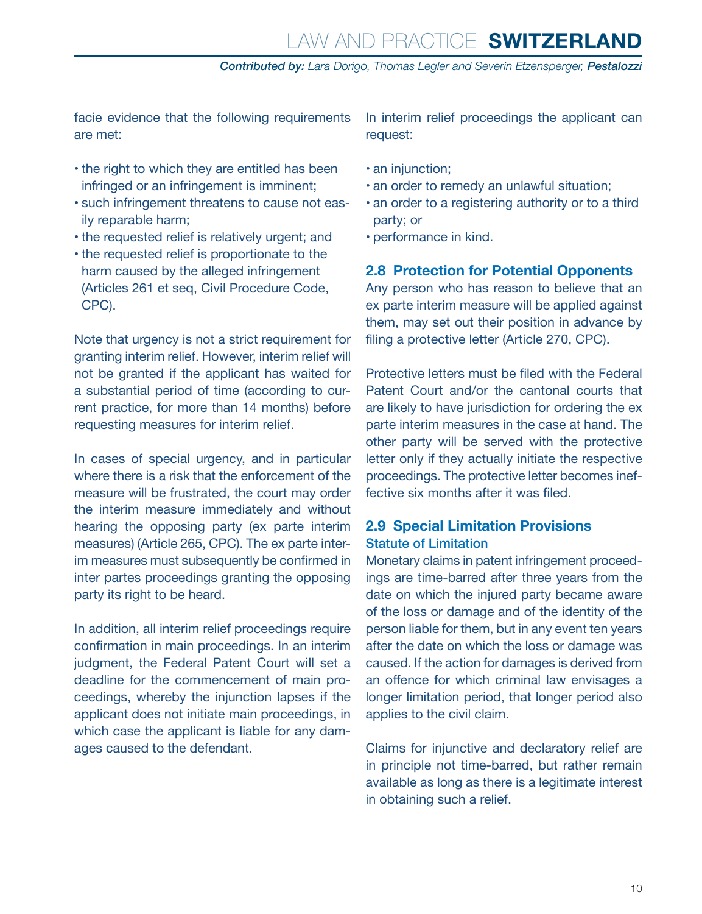facie evidence that the following requirements are met:

- the right to which they are entitled has been infringed or an infringement is imminent;
- such infringement threatens to cause not easily reparable harm;
- the requested relief is relatively urgent; and
- the requested relief is proportionate to the harm caused by the alleged infringement (Articles 261 et seq, Civil Procedure Code, CPC).

Note that urgency is not a strict requirement for granting interim relief. However, interim relief will not be granted if the applicant has waited for a substantial period of time (according to current practice, for more than 14 months) before requesting measures for interim relief.

In cases of special urgency, and in particular where there is a risk that the enforcement of the measure will be frustrated, the court may order the interim measure immediately and without hearing the opposing party (ex parte interim measures) (Article 265, CPC). The ex parte interim measures must subsequently be confirmed in inter partes proceedings granting the opposing party its right to be heard.

In addition, all interim relief proceedings require confirmation in main proceedings. In an interim judgment, the Federal Patent Court will set a deadline for the commencement of main proceedings, whereby the injunction lapses if the applicant does not initiate main proceedings, in which case the applicant is liable for any damages caused to the defendant.

In interim relief proceedings the applicant can request:

- an injunction;
- an order to remedy an unlawful situation;
- an order to a registering authority or to a third party; or
- performance in kind.

## 2.8 Protection for Potential Opponents

Any person who has reason to believe that an ex parte interim measure will be applied against them, may set out their position in advance by filing a protective letter (Article 270, CPC).

Protective letters must be filed with the Federal Patent Court and/or the cantonal courts that are likely to have jurisdiction for ordering the ex parte interim measures in the case at hand. The other party will be served with the protective letter only if they actually initiate the respective proceedings. The protective letter becomes ineffective six months after it was filed.

## 2.9 Special Limitation Provisions

### Statute of Limitation

Monetary claims in patent infringement proceedings are time-barred after three years from the date on which the injured party became aware of the loss or damage and of the identity of the person liable for them, but in any event ten years after the date on which the loss or damage was caused. If the action for damages is derived from an offence for which criminal law envisages a longer limitation period, that longer period also applies to the civil claim.

Claims for injunctive and declaratory relief are in principle not time-barred, but rather remain available as long as there is a legitimate interest in obtaining such a relief.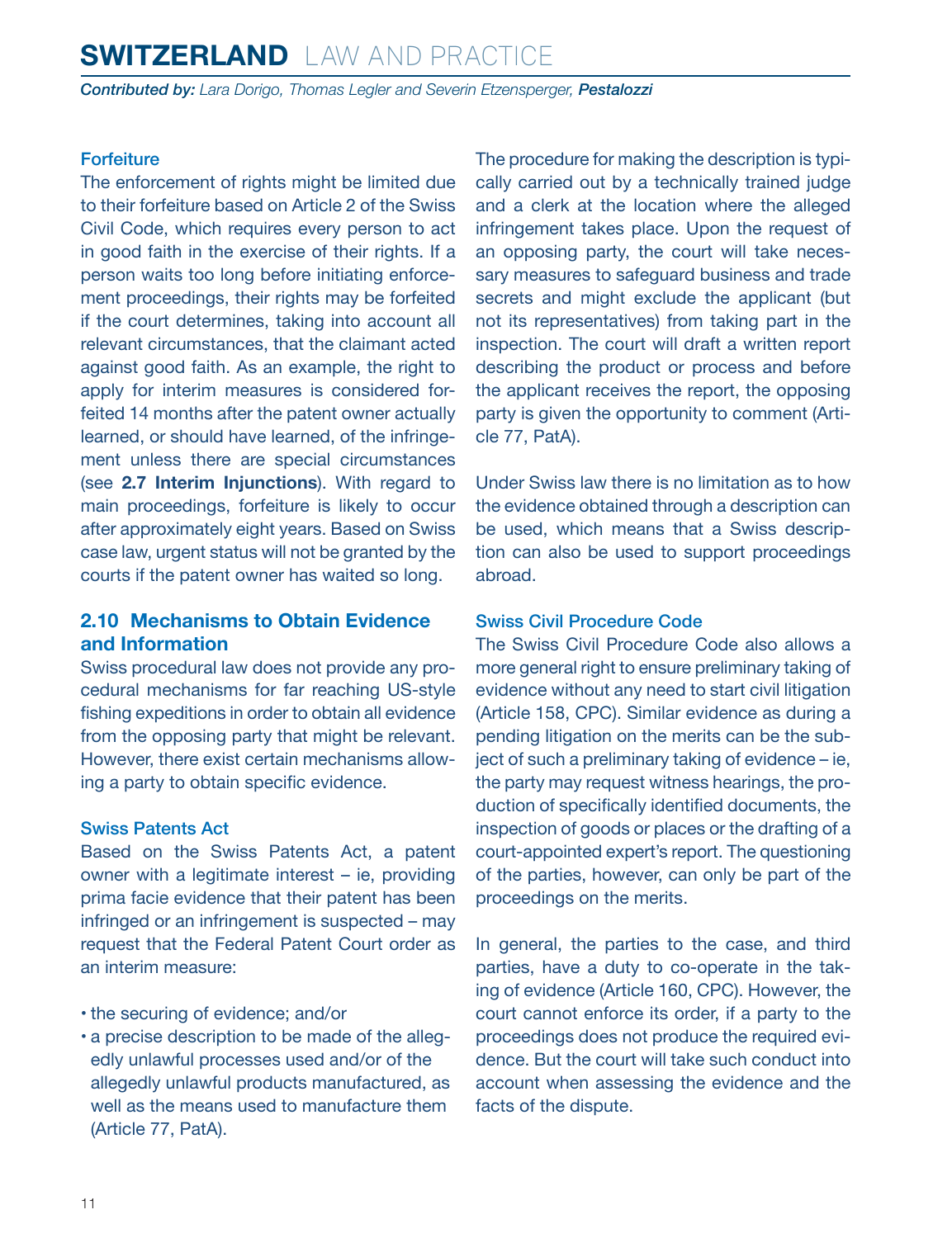### Forfeiture

The enforcement of rights might be limited due to their forfeiture based on Article 2 of the Swiss Civil Code, which requires every person to act in good faith in the exercise of their rights. If a person waits too long before initiating enforcement proceedings, their rights may be forfeited if the court determines, taking into account all relevant circumstances, that the claimant acted against good faith. As an example, the right to apply for interim measures is considered forfeited 14 months after the patent owner actually learned, or should have learned, of the infringement unless there are special circumstances (see **2.7 Interim Injunctions**). With regard to main proceedings, forfeiture is likely to occur after approximately eight years. Based on Swiss case law, urgent status will not be granted by the courts if the patent owner has waited so long.

## 2.10 Mechanisms to Obtain Evidence and Information

Swiss procedural law does not provide any procedural mechanisms for far reaching US-style fishing expeditions in order to obtain all evidence from the opposing party that might be relevant. However, there exist certain mechanisms allowing a party to obtain specific evidence.

### Swiss Patents Act

Based on the Swiss Patents Act, a patent owner with a legitimate interest – ie, providing prima facie evidence that their patent has been infringed or an infringement is suspected – may request that the Federal Patent Court order as an interim measure:

- the securing of evidence; and/or
- a precise description to be made of the allegedly unlawful processes used and/or of the allegedly unlawful products manufactured, as well as the means used to manufacture them (Article 77, PatA).

The procedure for making the description is typically carried out by a technically trained judge and a clerk at the location where the alleged infringement takes place. Upon the request of an opposing party, the court will take necessary measures to safeguard business and trade secrets and might exclude the applicant (but not its representatives) from taking part in the inspection. The court will draft a written report describing the product or process and before the applicant receives the report, the opposing party is given the opportunity to comment (Article 77, PatA).

Under Swiss law there is no limitation as to how the evidence obtained through a description can be used, which means that a Swiss description can also be used to support proceedings abroad.

### Swiss Civil Procedure Code

The Swiss Civil Procedure Code also allows a more general right to ensure preliminary taking of evidence without any need to start civil litigation (Article 158, CPC). Similar evidence as during a pending litigation on the merits can be the subject of such a preliminary taking of evidence – ie, the party may request witness hearings, the production of specifically identified documents, the inspection of goods or places or the drafting of a court-appointed expert's report. The questioning of the parties, however, can only be part of the proceedings on the merits.

In general, the parties to the case, and third parties, have a duty to co-operate in the taking of evidence (Article 160, CPC). However, the court cannot enforce its order, if a party to the proceedings does not produce the required evidence. But the court will take such conduct into account when assessing the evidence and the facts of the dispute.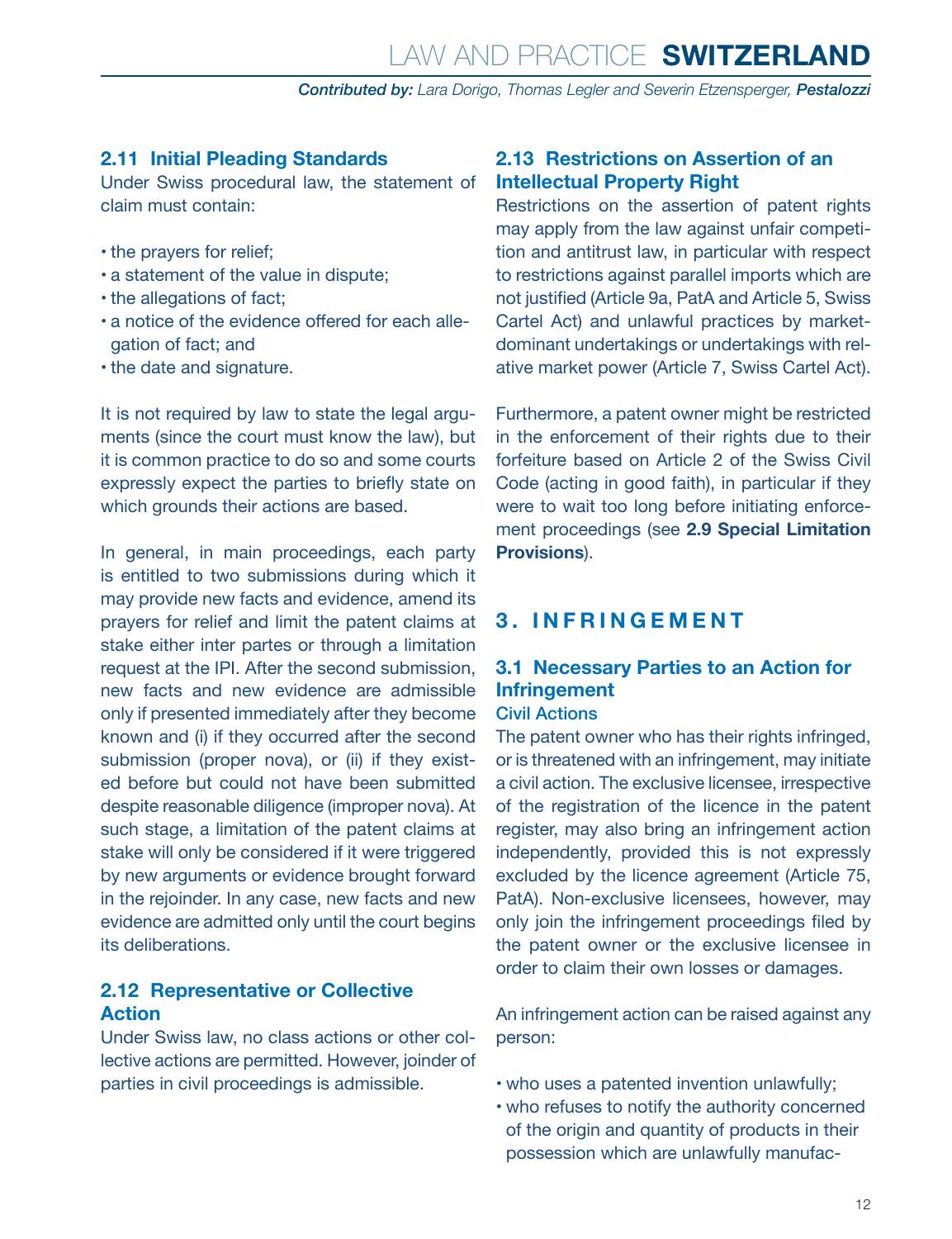### 2.11 Initial Pleading Standards

Under Swiss procedural law, the statement of claim must contain:

- the prayers for relief;
- a statement of the value in dispute;
- the allegations of fact;
- a notice of the evidence offered for each allegation of fact; and
- the date and signature.

It is not required by law to state the legal arguments (since the court must know the law), but it is common practice to do so and some courts expressly expect the parties to briefly state on which grounds their actions are based.

In general, in main proceedings, each party is entitled to two submissions during which it may provide new facts and evidence, amend its prayers for relief and limit the patent claims at stake either inter partes or through a limitation request at the IPI. After the second submission, new facts and new evidence are admissible only if presented immediately after they become known and (i) if they occurred after the second submission (proper nova), or (ii) if they existed before but could not have been submitted despite reasonable diligence (improper nova). At such stage, a limitation of the patent claims at stake will only be considered if it were triggered by new arguments or evidence brought forward in the rejoinder. In any case, new facts and new evidence are admitted only until the court begins its deliberations.

### 2.12 Representative or Collective Action

Under Swiss law, no class actions or other collective actions are permitted. However, joinder of parties in civil proceedings is admissible.

### 2.13 Restrictions on Assertion of an Intellectual Property Right

Restrictions on the assertion of patent rights may apply from the law against unfair competition and antitrust law, in particular with respect to restrictions against parallel imports which are not justified (Article 9a, PatA and Article 5, Swiss Cartel Act) and unlawful practices by market-dominant undertakings or undertakings with relative market power (Article 7, Swiss Cartel Act).

Furthermore, a patent owner might be restricted in the enforcement of their rights due to their forfeiture based on Article 2 of the Swiss Civil Code (acting in good faith), in particular if they were to wait too long before initiating enforcement proceedings (see **2.9 Special Limitation Provisions**).

## 3. INFRINGEMENT

### 3.1 Necessary Parties to an Action for Infringement

#### Civil Actions

The patent owner who has their rights infringed, or is threatened with an infringement, may initiate a civil action. The exclusive licensee, irrespective of the registration of the licence in the patent register, may also bring an infringement action independently, provided this is not expressly excluded by the licence agreement (Article 75, PatA). Non-exclusive licensees, however, may only join the infringement proceedings filed by the patent owner or the exclusive licensee in order to claim their own losses or damages.

An infringement action can be raised against any person:

- who uses a patented invention unlawfully;
- who refuses to notify the authority concerned of the origin and quantity of products in their possession which are unlawfully manufac-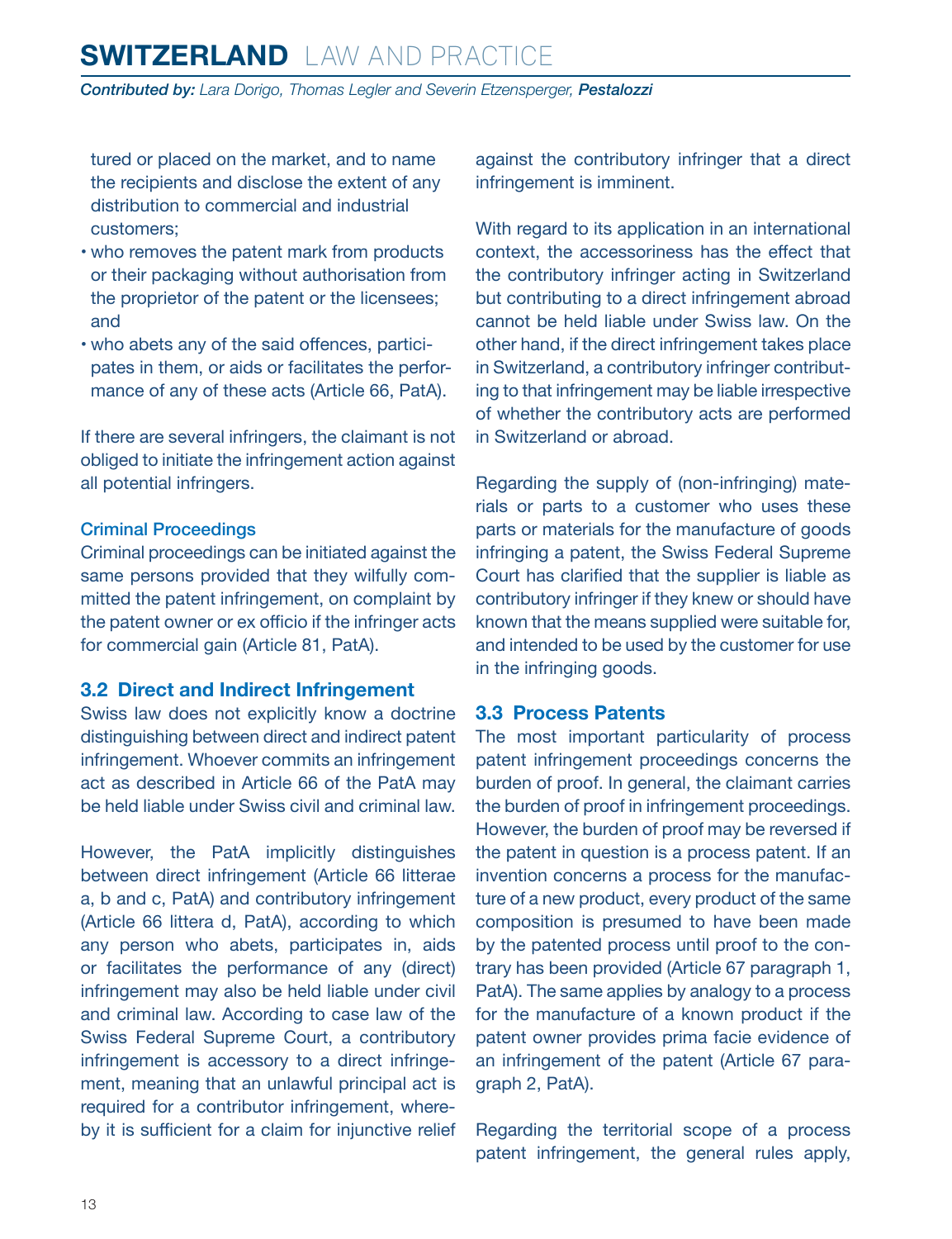tured or placed on the market, and to name the recipients and disclose the extent of any distribution to commercial and industrial customers;
- who removes the patent mark from products or their packaging without authorisation from the proprietor of the patent or the licensees; and
- who abets any of the said offences, participates in them, or aids or facilitates the performance of any of these acts (Article 66, PatA).

If there are several infringers, the claimant is not obliged to initiate the infringement action against all potential infringers.

### Criminal Proceedings

Criminal proceedings can be initiated against the same persons provided that they wilfully committed the patent infringement, on complaint by the patent owner or ex officio if the infringer acts for commercial gain (Article 81, PatA).

## 3.2 Direct and Indirect Infringement

Swiss law does not explicitly know a doctrine distinguishing between direct and indirect patent infringement. Whoever commits an infringement act as described in Article 66 of the PatA may be held liable under Swiss civil and criminal law.

However, the PatA implicitly distinguishes between direct infringement (Article 66 litterae a, b and c, PatA) and contributory infringement (Article 66 littera d, PatA), according to which any person who abets, participates in, aids or facilitates the performance of any (direct) infringement may also be held liable under civil and criminal law. According to case law of the Swiss Federal Supreme Court, a contributory infringement is accessory to a direct infringement, meaning that an unlawful principal act is required for a contributor infringement, whereby it is sufficient for a claim for injunctive relief against the contributory infringer that a direct infringement is imminent.

With regard to its application in an international context, the accessoriness has the effect that the contributory infringer acting in Switzerland but contributing to a direct infringement abroad cannot be held liable under Swiss law. On the other hand, if the direct infringement takes place in Switzerland, a contributory infringer contributing to that infringement may be liable irrespective of whether the contributory acts are performed in Switzerland or abroad.

Regarding the supply of (non-infringing) materials or parts to a customer who uses these parts or materials for the manufacture of goods infringing a patent, the Swiss Federal Supreme Court has clarified that the supplier is liable as contributory infringer if they knew or should have known that the means supplied were suitable for, and intended to be used by the customer for use in the infringing goods.

## 3.3 Process Patents

The most important particularity of process patent infringement proceedings concerns the burden of proof. In general, the claimant carries the burden of proof in infringement proceedings. However, the burden of proof may be reversed if the patent in question is a process patent. If an invention concerns a process for the manufacture of a new product, every product of the same composition is presumed to have been made by the patented process until proof to the contrary has been provided (Article 67 paragraph 1, PatA). The same applies by analogy to a process for the manufacture of a known product if the patent owner provides prima facie evidence of an infringement of the patent (Article 67 paragraph 2, PatA).

Regarding the territorial scope of a process patent infringement, the general rules apply,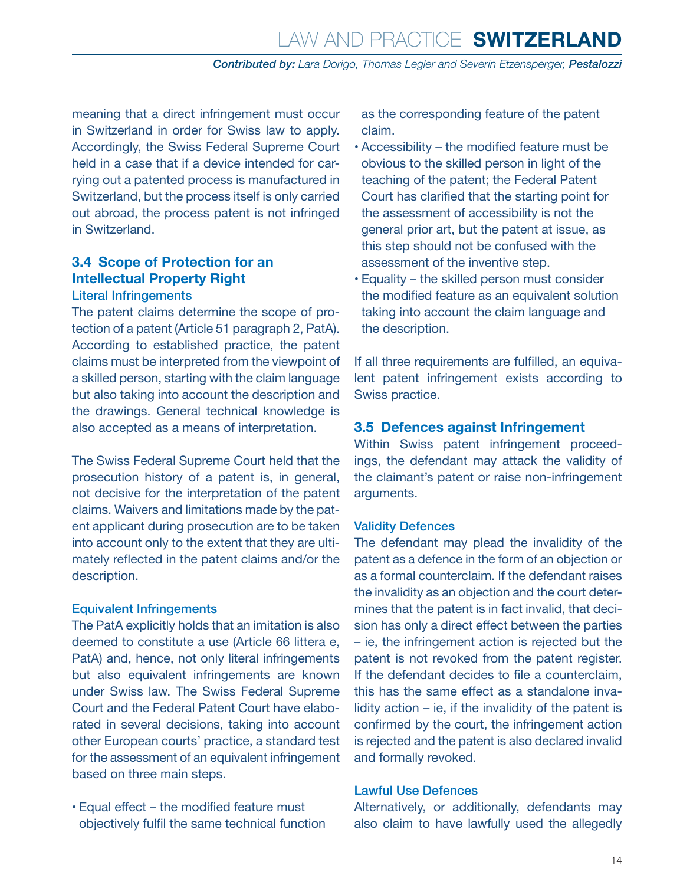meaning that a direct infringement must occur in Switzerland in order for Swiss law to apply. Accordingly, the Swiss Federal Supreme Court held in a case that if a device intended for carrying out a patented process is manufactured in Switzerland, but the process itself is only carried out abroad, the process patent is not infringed in Switzerland.

## 3.4 Scope of Protection for an Intellectual Property Right

### Literal Infringements

The patent claims determine the scope of protection of a patent (Article 51 paragraph 2, PatA). According to established practice, the patent claims must be interpreted from the viewpoint of a skilled person, starting with the claim language but also taking into account the description and the drawings. General technical knowledge is also accepted as a means of interpretation.

The Swiss Federal Supreme Court held that the prosecution history of a patent is, in general, not decisive for the interpretation of the patent claims. Waivers and limitations made by the patent applicant during prosecution are to be taken into account only to the extent that they are ultimately reflected in the patent claims and/or the description.

### Equivalent Infringements

The PatA explicitly holds that an imitation is also deemed to constitute a use (Article 66 littera e, PatA) and, hence, not only literal infringements but also equivalent infringements are known under Swiss law. The Swiss Federal Supreme Court and the Federal Patent Court have elaborated in several decisions, taking into account other European courts' practice, a standard test for the assessment of an equivalent infringement based on three main steps.

- Equal effect – the modified feature must objectively fulfil the same technical function as the corresponding feature of the patent claim.
- Accessibility – the modified feature must be obvious to the skilled person in light of the teaching of the patent; the Federal Patent Court has clarified that the starting point for the assessment of accessibility is not the general prior art, but the patent at issue, as this step should not be confused with the assessment of the inventive step.
- Equality – the skilled person must consider the modified feature as an equivalent solution taking into account the claim language and the description.

If all three requirements are fulfilled, an equivalent patent infringement exists according to Swiss practice.

## 3.5 Defences against Infringement

Within Swiss patent infringement proceedings, the defendant may attack the validity of the claimant's patent or raise non-infringement arguments.

### Validity Defences

The defendant may plead the invalidity of the patent as a defence in the form of an objection or as a formal counterclaim. If the defendant raises the invalidity as an objection and the court determines that the patent is in fact invalid, that decision has only a direct effect between the parties – ie, the infringement action is rejected but the patent is not revoked from the patent register. If the defendant decides to file a counterclaim, this has the same effect as a standalone invalidity action – ie, if the invalidity of the patent is confirmed by the court, the infringement action is rejected and the patent is also declared invalid and formally revoked.

### Lawful Use Defences

Alternatively, or additionally, defendants may also claim to have lawfully used the allegedly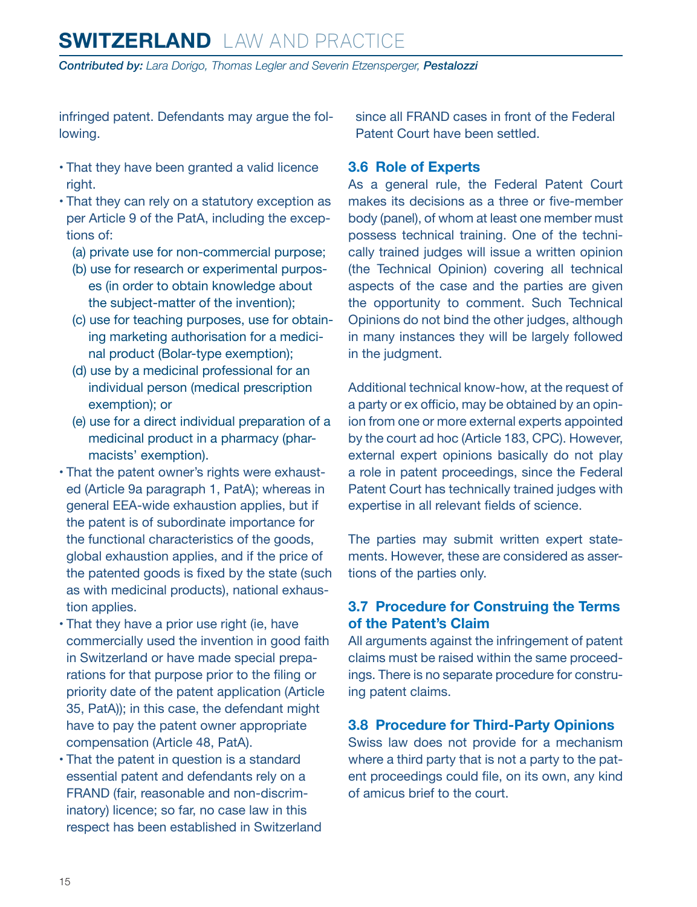infringed patent. Defendants may argue the following.

- That they have been granted a valid licence right.
- That they can rely on a statutory exception as per Article 9 of the PatA, including the exceptions of:
  - (a) private use for non-commercial purpose;
  - (b) use for research or experimental purposes (in order to obtain knowledge about the subject-matter of the invention);
  - (c) use for teaching purposes, use for obtaining marketing authorisation for a medicinal product (Bolar-type exemption);
  - (d) use by a medicinal professional for an individual person (medical prescription exemption); or
  - (e) use for a direct individual preparation of a medicinal product in a pharmacy (pharmacists' exemption).
- That the patent owner's rights were exhausted (Article 9a paragraph 1, PatA); whereas in general EEA-wide exhaustion applies, but if the patent is of subordinate importance for the functional characteristics of the goods, global exhaustion applies, and if the price of the patented goods is fixed by the state (such as with medicinal products), national exhaustion applies.
- That they have a prior use right (ie, have commercially used the invention in good faith in Switzerland or have made special preparations for that purpose prior to the filing or priority date of the patent application (Article 35, PatA)); in this case, the defendant might have to pay the patent owner appropriate compensation (Article 48, PatA).
- That the patent in question is a standard essential patent and defendants rely on a FRAND (fair, reasonable and non-discriminatory) licence; so far, no case law in this respect has been established in Switzerland since all FRAND cases in front of the Federal Patent Court have been settled.

### 3.6 Role of Experts

As a general rule, the Federal Patent Court makes its decisions as a three or five-member body (panel), of whom at least one member must possess technical training. One of the technically trained judges will issue a written opinion (the Technical Opinion) covering all technical aspects of the case and the parties are given the opportunity to comment. Such Technical Opinions do not bind the other judges, although in many instances they will be largely followed in the judgment.

Additional technical know-how, at the request of a party or ex officio, may be obtained by an opinion from one or more external experts appointed by the court ad hoc (Article 183, CPC). However, external expert opinions basically do not play a role in patent proceedings, since the Federal Patent Court has technically trained judges with expertise in all relevant fields of science.

The parties may submit written expert statements. However, these are considered as assertions of the parties only.

### 3.7 Procedure for Construing the Terms of the Patent's Claim

All arguments against the infringement of patent claims must be raised within the same proceedings. There is no separate procedure for construing patent claims.

### 3.8 Procedure for Third-Party Opinions

Swiss law does not provide for a mechanism where a third party that is not a party to the patent proceedings could file, on its own, any kind of amicus brief to the court.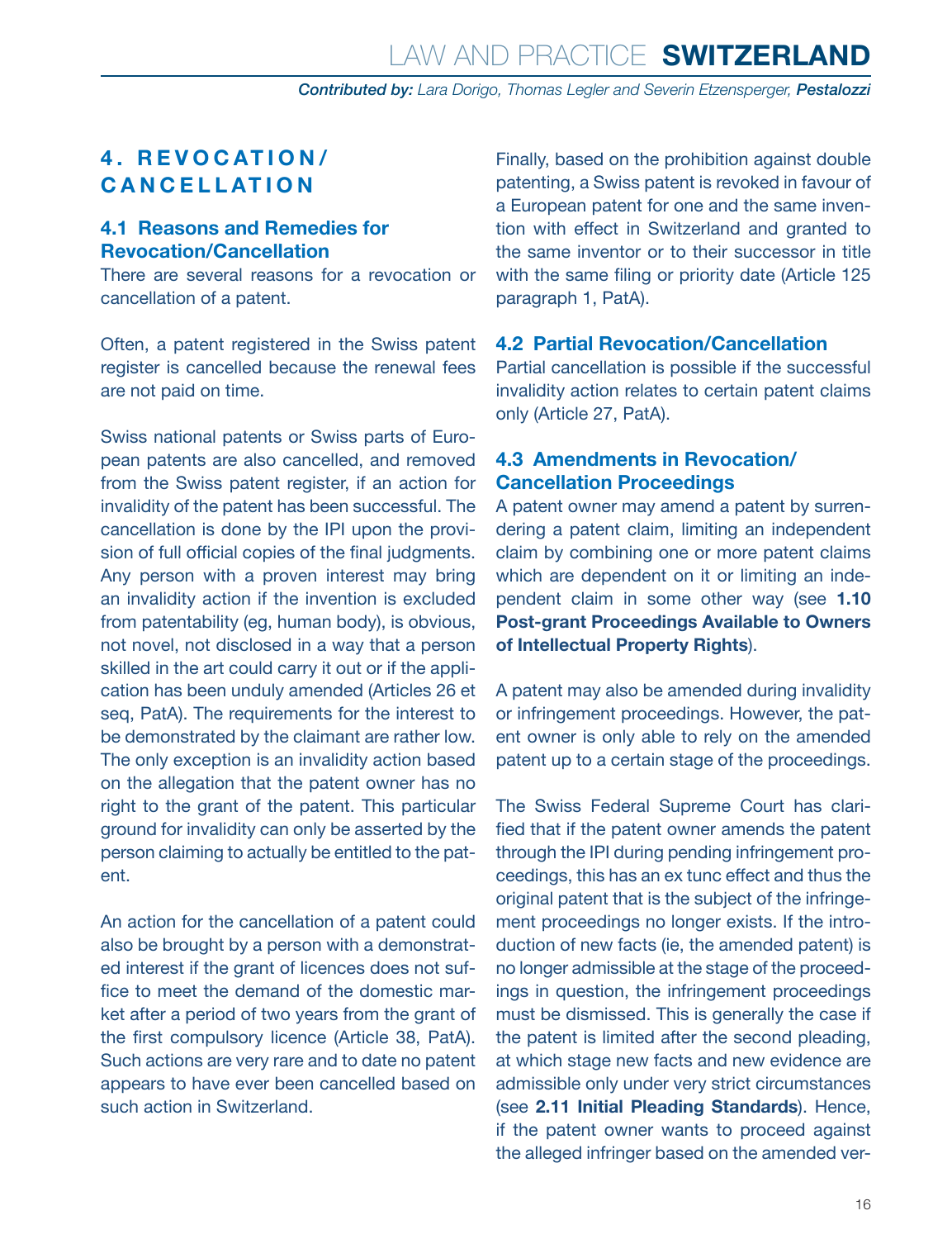## 4. REVOCATION/ CANCELLATION

### 4.1 Reasons and Remedies for Revocation/Cancellation

There are several reasons for a revocation or cancellation of a patent.

Often, a patent registered in the Swiss patent register is cancelled because the renewal fees are not paid on time.

Swiss national patents or Swiss parts of European patents are also cancelled, and removed from the Swiss patent register, if an action for invalidity of the patent has been successful. The cancellation is done by the IPI upon the provision of full official copies of the final judgments. Any person with a proven interest may bring an invalidity action if the invention is excluded from patentability (eg, human body), is obvious, not novel, not disclosed in a way that a person skilled in the art could carry it out or if the application has been unduly amended (Articles 26 et seq, PatA). The requirements for the interest to be demonstrated by the claimant are rather low. The only exception is an invalidity action based on the allegation that the patent owner has no right to the grant of the patent. This particular ground for invalidity can only be asserted by the person claiming to actually be entitled to the patent.

An action for the cancellation of a patent could also be brought by a person with a demonstrated interest if the grant of licences does not suffice to meet the demand of the domestic market after a period of two years from the grant of the first compulsory licence (Article 38, PatA). Such actions are very rare and to date no patent appears to have ever been cancelled based on such action in Switzerland.

Finally, based on the prohibition against double patenting, a Swiss patent is revoked in favour of a European patent for one and the same invention with effect in Switzerland and granted to the same inventor or to their successor in title with the same filing or priority date (Article 125 paragraph 1, PatA).

### 4.2 Partial Revocation/Cancellation

Partial cancellation is possible if the successful invalidity action relates to certain patent claims only (Article 27, PatA).

### 4.3 Amendments in Revocation/ Cancellation Proceedings

A patent owner may amend a patent by surrendering a patent claim, limiting an independent claim by combining one or more patent claims which are dependent on it or limiting an independent claim in some other way (see **1.10 Post-grant Proceedings Available to Owners of Intellectual Property Rights**).

A patent may also be amended during invalidity or infringement proceedings. However, the patent owner is only able to rely on the amended patent up to a certain stage of the proceedings.

The Swiss Federal Supreme Court has clarified that if the patent owner amends the patent through the IPI during pending infringement proceedings, this has an ex tunc effect and thus the original patent that is the subject of the infringement proceedings no longer exists. If the introduction of new facts (ie, the amended patent) is no longer admissible at the stage of the proceedings in question, the infringement proceedings must be dismissed. This is generally the case if the patent is limited after the second pleading, at which stage new facts and new evidence are admissible only under very strict circumstances (see **2.11 Initial Pleading Standards**). Hence, if the patent owner wants to proceed against the alleged infringer based on the amended ver-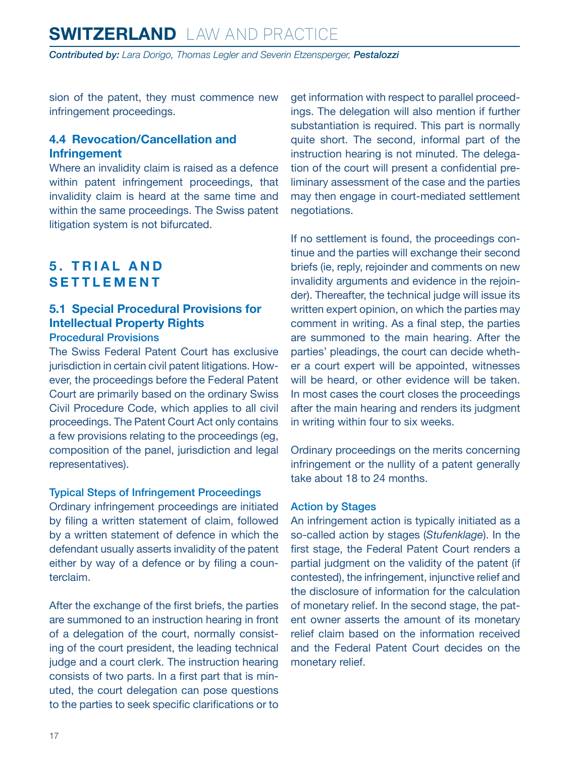sion of the patent, they must commence new infringement proceedings.

### 4.4 Revocation/Cancellation and Infringement

Where an invalidity claim is raised as a defence within patent infringement proceedings, that invalidity claim is heard at the same time and within the same proceedings. The Swiss patent litigation system is not bifurcated.

## 5. TRIAL AND SETTLEMENT

### 5.1 Special Procedural Provisions for Intellectual Property Rights

#### Procedural Provisions

The Swiss Federal Patent Court has exclusive jurisdiction in certain civil patent litigations. However, the proceedings before the Federal Patent Court are primarily based on the ordinary Swiss Civil Procedure Code, which applies to all civil proceedings. The Patent Court Act only contains a few provisions relating to the proceedings (eg, composition of the panel, jurisdiction and legal representatives).

#### Typical Steps of Infringement Proceedings

Ordinary infringement proceedings are initiated by filing a written statement of claim, followed by a written statement of defence in which the defendant usually asserts invalidity of the patent either by way of a defence or by filing a counterclaim.

After the exchange of the first briefs, the parties are summoned to an instruction hearing in front of a delegation of the court, normally consisting of the court president, the leading technical judge and a court clerk. The instruction hearing consists of two parts. In a first part that is minuted, the court delegation can pose questions to the parties to seek specific clarifications or to get information with respect to parallel proceedings. The delegation will also mention if further substantiation is required. This part is normally quite short. The second, informal part of the instruction hearing is not minuted. The delegation of the court will present a confidential preliminary assessment of the case and the parties may then engage in court-mediated settlement negotiations.

If no settlement is found, the proceedings continue and the parties will exchange their second briefs (ie, reply, rejoinder and comments on new invalidity arguments and evidence in the rejoinder). Thereafter, the technical judge will issue its written expert opinion, on which the parties may comment in writing. As a final step, the parties are summoned to the main hearing. After the parties' pleadings, the court can decide whether a court expert will be appointed, witnesses will be heard, or other evidence will be taken. In most cases the court closes the proceedings after the main hearing and renders its judgment in writing within four to six weeks.

Ordinary proceedings on the merits concerning infringement or the nullity of a patent generally take about 18 to 24 months.

#### Action by Stages

An infringement action is typically initiated as a so-called action by stages (*Stufenklage*). In the first stage, the Federal Patent Court renders a partial judgment on the validity of the patent (if contested), the infringement, injunctive relief and the disclosure of information for the calculation of monetary relief. In the second stage, the patent owner asserts the amount of its monetary relief claim based on the information received and the Federal Patent Court decides on the monetary relief.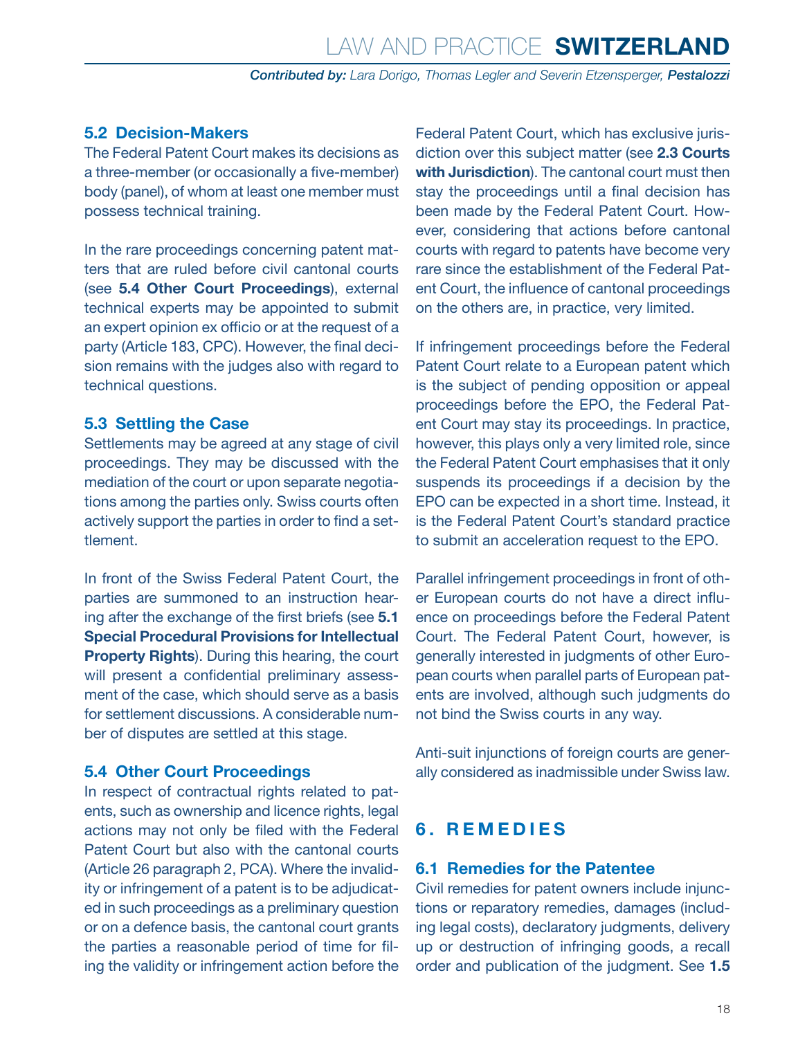### 5.2 Decision-Makers

The Federal Patent Court makes its decisions as a three-member (or occasionally a five-member) body (panel), of whom at least one member must possess technical training.

In the rare proceedings concerning patent matters that are ruled before civil cantonal courts (see **5.4 Other Court Proceedings**), external technical experts may be appointed to submit an expert opinion ex officio or at the request of a party (Article 183, CPC). However, the final decision remains with the judges also with regard to technical questions.

### 5.3 Settling the Case

Settlements may be agreed at any stage of civil proceedings. They may be discussed with the mediation of the court or upon separate negotiations among the parties only. Swiss courts often actively support the parties in order to find a settlement.

In front of the Swiss Federal Patent Court, the parties are summoned to an instruction hearing after the exchange of the first briefs (see **5.1 Special Procedural Provisions for Intellectual Property Rights**). During this hearing, the court will present a confidential preliminary assessment of the case, which should serve as a basis for settlement discussions. A considerable number of disputes are settled at this stage.

### 5.4 Other Court Proceedings

In respect of contractual rights related to patents, such as ownership and licence rights, legal actions may not only be filed with the Federal Patent Court but also with the cantonal courts (Article 26 paragraph 2, PCA). Where the invalidity or infringement of a patent is to be adjudicated in such proceedings as a preliminary question or on a defence basis, the cantonal court grants the parties a reasonable period of time for filing the validity or infringement action before the Federal Patent Court, which has exclusive jurisdiction over this subject matter (see **2.3 Courts with Jurisdiction**). The cantonal court must then stay the proceedings until a final decision has been made by the Federal Patent Court. However, considering that actions before cantonal courts with regard to patents have become very rare since the establishment of the Federal Patent Court, the influence of cantonal proceedings on the others are, in practice, very limited.

If infringement proceedings before the Federal Patent Court relate to a European patent which is the subject of pending opposition or appeal proceedings before the EPO, the Federal Patent Court may stay its proceedings. In practice, however, this plays only a very limited role, since the Federal Patent Court emphasises that it only suspends its proceedings if a decision by the EPO can be expected in a short time. Instead, it is the Federal Patent Court's standard practice to submit an acceleration request to the EPO.

Parallel infringement proceedings in front of other European courts do not have a direct influence on proceedings before the Federal Patent Court. The Federal Patent Court, however, is generally interested in judgments of other European courts when parallel parts of European patents are involved, although such judgments do not bind the Swiss courts in any way.

Anti-suit injunctions of foreign courts are generally considered as inadmissible under Swiss law.

## 6. REMEDIES

### 6.1 Remedies for the Patentee

Civil remedies for patent owners include injunctions or reparatory remedies, damages (including legal costs), declaratory judgments, delivery up or destruction of infringing goods, a recall order and publication of the judgment. See **1.5**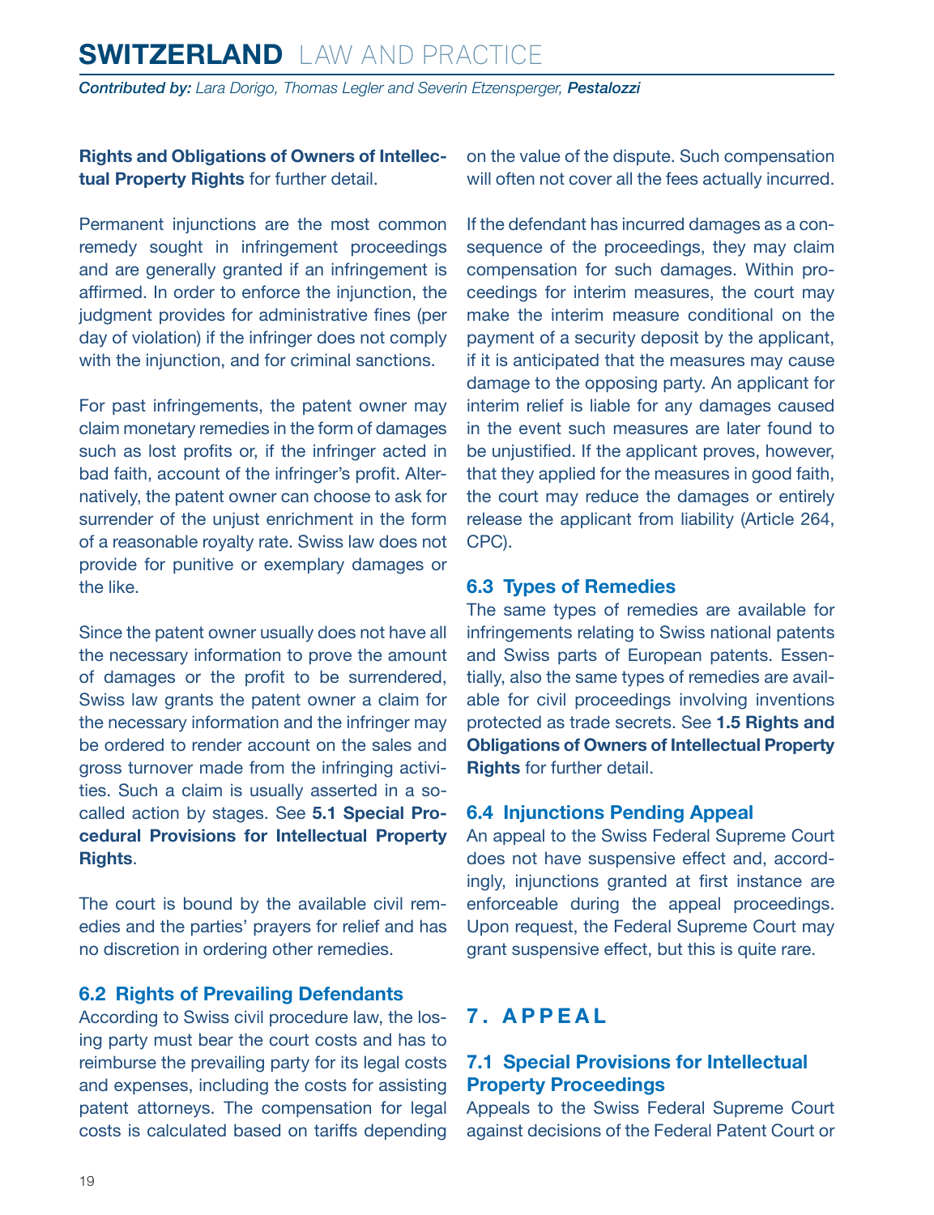**Rights and Obligations of Owners of Intellectual Property Rights** for further detail.

Permanent injunctions are the most common remedy sought in infringement proceedings and are generally granted if an infringement is affirmed. In order to enforce the injunction, the judgment provides for administrative fines (per day of violation) if the infringer does not comply with the injunction, and for criminal sanctions.

For past infringements, the patent owner may claim monetary remedies in the form of damages such as lost profits or, if the infringer acted in bad faith, account of the infringer's profit. Alternatively, the patent owner can choose to ask for surrender of the unjust enrichment in the form of a reasonable royalty rate. Swiss law does not provide for punitive or exemplary damages or the like.

Since the patent owner usually does not have all the necessary information to prove the amount of damages or the profit to be surrendered, Swiss law grants the patent owner a claim for the necessary information and the infringer may be ordered to render account on the sales and gross turnover made from the infringing activities. Such a claim is usually asserted in a so-called action by stages. See **5.1 Special Procedural Provisions for Intellectual Property Rights**.

The court is bound by the available civil remedies and the parties' prayers for relief and has no discretion in ordering other remedies.

### 6.2 Rights of Prevailing Defendants

According to Swiss civil procedure law, the losing party must bear the court costs and has to reimburse the prevailing party for its legal costs and expenses, including the costs for assisting patent attorneys. The compensation for legal costs is calculated based on tariffs depending on the value of the dispute. Such compensation will often not cover all the fees actually incurred.

If the defendant has incurred damages as a consequence of the proceedings, they may claim compensation for such damages. Within proceedings for interim measures, the court may make the interim measure conditional on the payment of a security deposit by the applicant, if it is anticipated that the measures may cause damage to the opposing party. An applicant for interim relief is liable for any damages caused in the event such measures are later found to be unjustified. If the applicant proves, however, that they applied for the measures in good faith, the court may reduce the damages or entirely release the applicant from liability (Article 264, CPC).

### 6.3 Types of Remedies

The same types of remedies are available for infringements relating to Swiss national patents and Swiss parts of European patents. Essentially, also the same types of remedies are available for civil proceedings involving inventions protected as trade secrets. See **1.5 Rights and Obligations of Owners of Intellectual Property Rights** for further detail.

### 6.4 Injunctions Pending Appeal

An appeal to the Swiss Federal Supreme Court does not have suspensive effect and, accordingly, injunctions granted at first instance are enforceable during the appeal proceedings. Upon request, the Federal Supreme Court may grant suspensive effect, but this is quite rare.

## 7. APPEAL

### 7.1 Special Provisions for Intellectual Property Proceedings

Appeals to the Swiss Federal Supreme Court against decisions of the Federal Patent Court or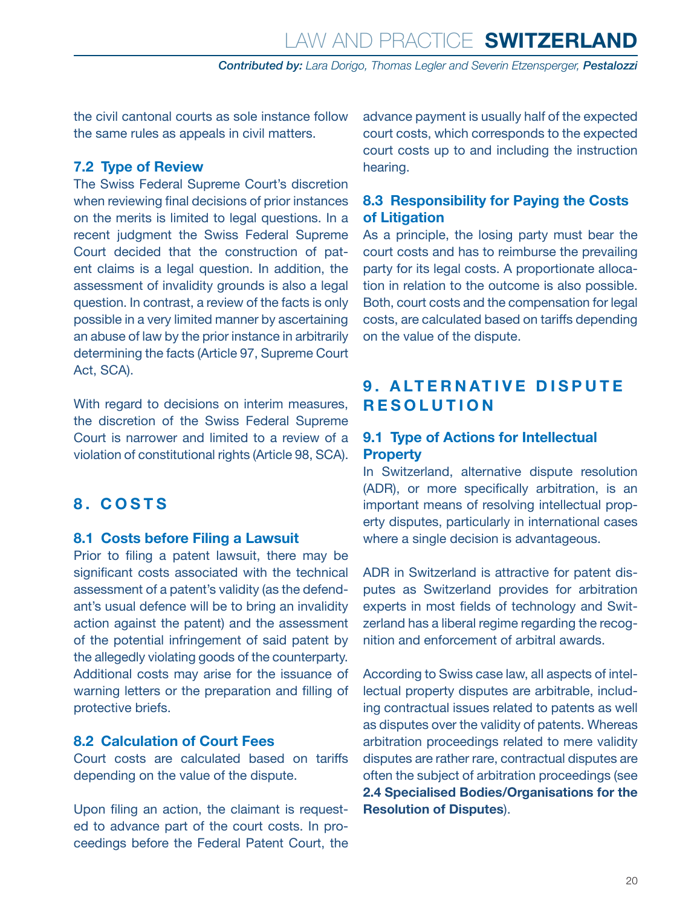the civil cantonal courts as sole instance follow the same rules as appeals in civil matters.

### 7.2 Type of Review

The Swiss Federal Supreme Court's discretion when reviewing final decisions of prior instances on the merits is limited to legal questions. In a recent judgment the Swiss Federal Supreme Court decided that the construction of patent claims is a legal question. In addition, the assessment of invalidity grounds is also a legal question. In contrast, a review of the facts is only possible in a very limited manner by ascertaining an abuse of law by the prior instance in arbitrarily determining the facts (Article 97, Supreme Court Act, SCA).

With regard to decisions on interim measures, the discretion of the Swiss Federal Supreme Court is narrower and limited to a review of a violation of constitutional rights (Article 98, SCA).

## 8. COSTS

### 8.1 Costs before Filing a Lawsuit

Prior to filing a patent lawsuit, there may be significant costs associated with the technical assessment of a patent's validity (as the defendant's usual defence will be to bring an invalidity action against the patent) and the assessment of the potential infringement of said patent by the allegedly violating goods of the counterparty. Additional costs may arise for the issuance of warning letters or the preparation and filling of protective briefs.

### 8.2 Calculation of Court Fees

Court costs are calculated based on tariffs depending on the value of the dispute.

Upon filing an action, the claimant is requested to advance part of the court costs. In proceedings before the Federal Patent Court, the advance payment is usually half of the expected court costs, which corresponds to the expected court costs up to and including the instruction hearing.

### 8.3 Responsibility for Paying the Costs of Litigation

As a principle, the losing party must bear the court costs and has to reimburse the prevailing party for its legal costs. A proportionate allocation in relation to the outcome is also possible. Both, court costs and the compensation for legal costs, are calculated based on tariffs depending on the value of the dispute.

## 9. ALTERNATIVE DISPUTE RESOLUTION

### 9.1 Type of Actions for Intellectual Property

In Switzerland, alternative dispute resolution (ADR), or more specifically arbitration, is an important means of resolving intellectual property disputes, particularly in international cases where a single decision is advantageous.

ADR in Switzerland is attractive for patent disputes as Switzerland provides for arbitration experts in most fields of technology and Switzerland has a liberal regime regarding the recognition and enforcement of arbitral awards.

According to Swiss case law, all aspects of intellectual property disputes are arbitrable, including contractual issues related to patents as well as disputes over the validity of patents. Whereas arbitration proceedings related to mere validity disputes are rather rare, contractual disputes are often the subject of arbitration proceedings (see **2.4 Specialised Bodies/Organisations for the Resolution of Disputes**).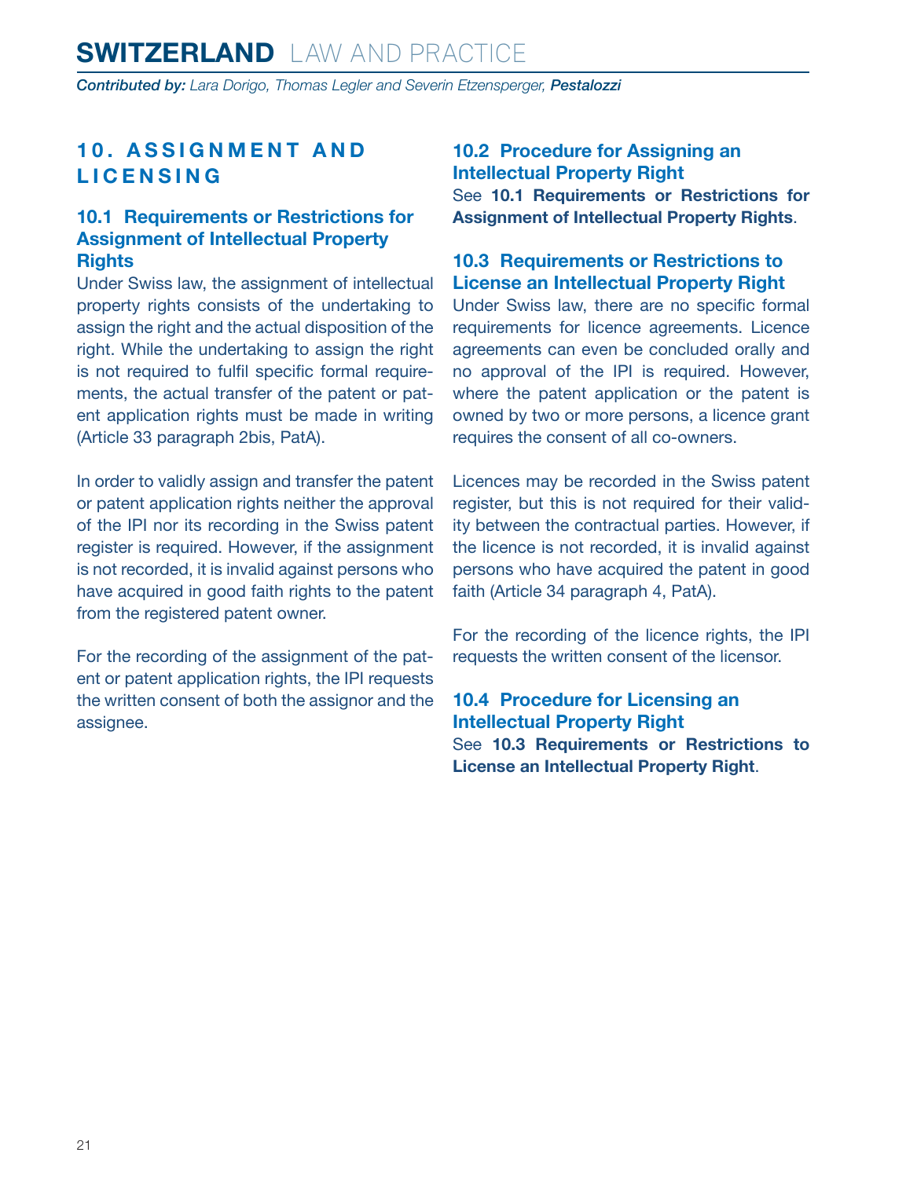## 10. ASSIGNMENT AND LICENSING

### 10.1 Requirements or Restrictions for Assignment of Intellectual Property Rights

Under Swiss law, the assignment of intellectual property rights consists of the undertaking to assign the right and the actual disposition of the right. While the undertaking to assign the right is not required to fulfil specific formal requirements, the actual transfer of the patent or patent application rights must be made in writing (Article 33 paragraph 2bis, PatA).

In order to validly assign and transfer the patent or patent application rights neither the approval of the IPI nor its recording in the Swiss patent register is required. However, if the assignment is not recorded, it is invalid against persons who have acquired in good faith rights to the patent from the registered patent owner.

For the recording of the assignment of the patent or patent application rights, the IPI requests the written consent of both the assignor and the assignee.

### 10.2 Procedure for Assigning an Intellectual Property Right

See **10.1 Requirements or Restrictions for Assignment of Intellectual Property Rights**.

### 10.3 Requirements or Restrictions to License an Intellectual Property Right

Under Swiss law, there are no specific formal requirements for licence agreements. Licence agreements can even be concluded orally and no approval of the IPI is required. However, where the patent application or the patent is owned by two or more persons, a licence grant requires the consent of all co-owners.

Licences may be recorded in the Swiss patent register, but this is not required for their validity between the contractual parties. However, if the licence is not recorded, it is invalid against persons who have acquired the patent in good faith (Article 34 paragraph 4, PatA).

For the recording of the licence rights, the IPI requests the written consent of the licensor.

### 10.4 Procedure for Licensing an Intellectual Property Right

See **10.3 Requirements or Restrictions to License an Intellectual Property Right**.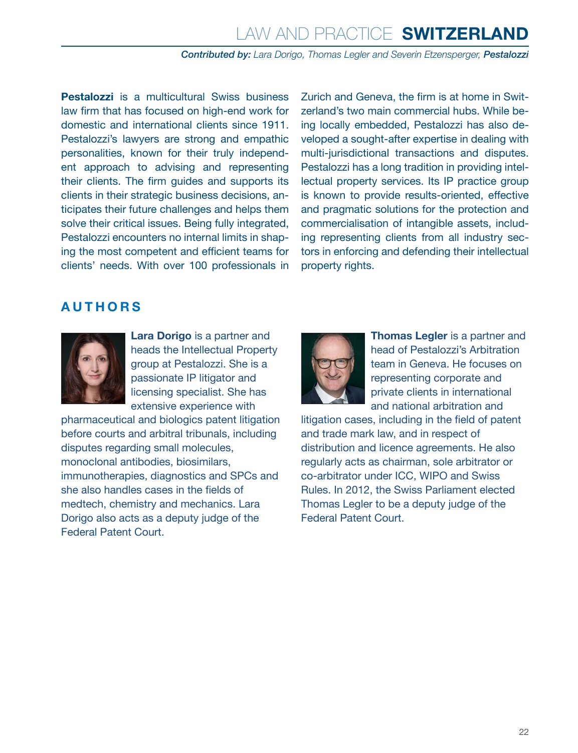**Pestalozzi** is a multicultural Swiss business law firm that has focused on high-end work for domestic and international clients since 1911. Pestalozzi's lawyers are strong and empathic personalities, known for their truly independent approach to advising and representing their clients. The firm guides and supports its clients in their strategic business decisions, anticipates their future challenges and helps them solve their critical issues. Being fully integrated, Pestalozzi encounters no internal limits in shaping the most competent and efficient teams for clients' needs. With over 100 professionals in Zurich and Geneva, the firm is at home in Switzerland's two main commercial hubs. While being locally embedded, Pestalozzi has also developed a sought-after expertise in dealing with multi-jurisdictional transactions and disputes. Pestalozzi has a long tradition in providing intellectual property services. Its IP practice group is known to provide results-oriented, effective and pragmatic solutions for the protection and commercialisation of intangible assets, including representing clients from all industry sectors in enforcing and defending their intellectual property rights.

## AUTHORS

**Lara Dorigo** is a partner and heads the Intellectual Property group at Pestalozzi. She is a passionate IP litigator and licensing specialist. She has extensive experience with pharmaceutical and biologics patent litigation before courts and arbitral tribunals, including disputes regarding small molecules, monoclonal antibodies, biosimilars, immunotherapies, diagnostics and SPCs and she also handles cases in the fields of medtech, chemistry and mechanics. Lara Dorigo also acts as a deputy judge of the Federal Patent Court.

**Thomas Legler** is a partner and head of Pestalozzi's Arbitration team in Geneva. He focuses on representing corporate and private clients in international and national arbitration and litigation cases, including in the field of patent and trade mark law, and in respect of distribution and licence agreements. He also regularly acts as chairman, sole arbitrator or co-arbitrator under ICC, WIPO and Swiss Rules. In 2012, the Swiss Parliament elected Thomas Legler to be a deputy judge of the Federal Patent Court.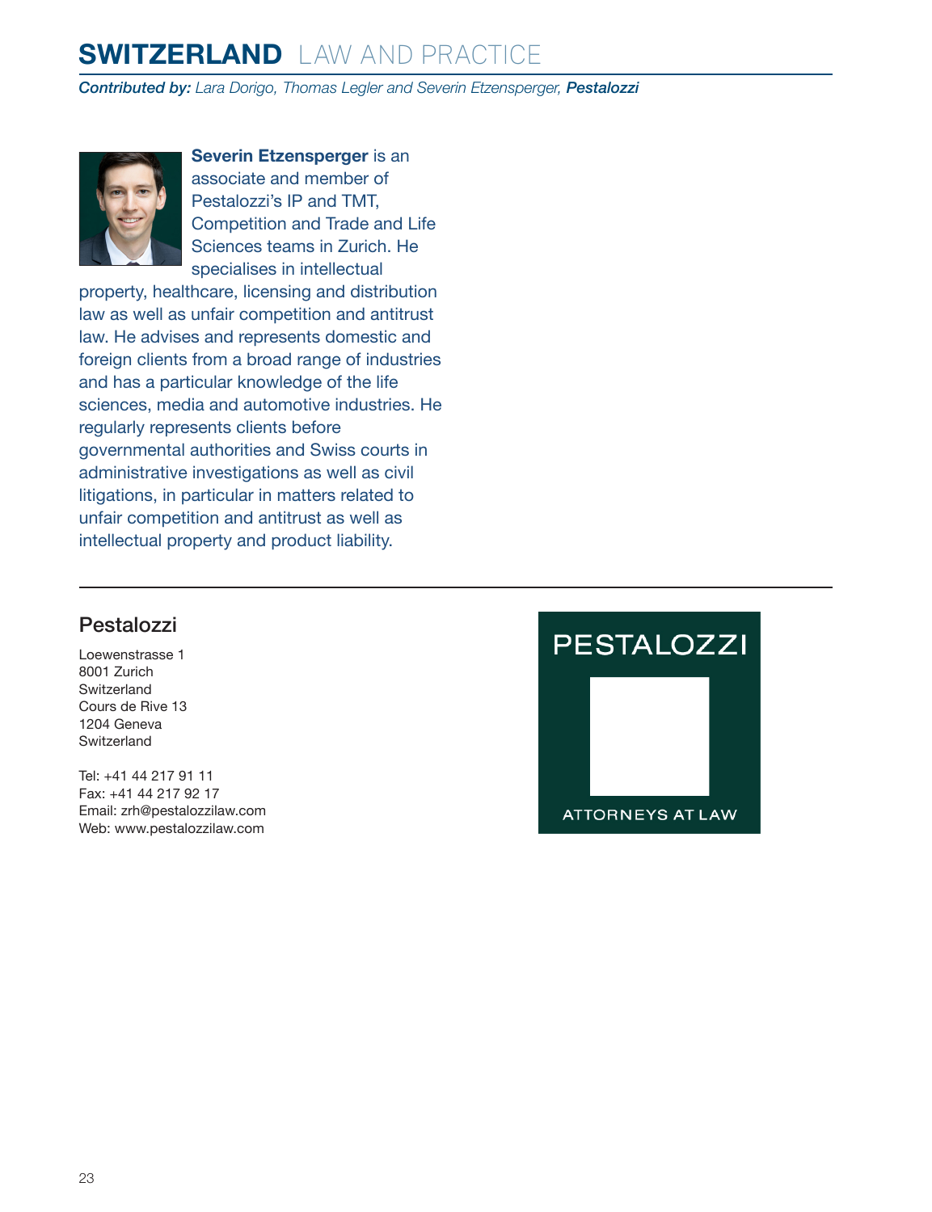**Severin Etzensperger** is an associate and member of Pestalozzi's IP and TMT, Competition and Trade and Life Sciences teams in Zurich. He specialises in intellectual property, healthcare, licensing and distribution law as well as unfair competition and antitrust law. He advises and represents domestic and foreign clients from a broad range of industries and has a particular knowledge of the life sciences, media and automotive industries. He regularly represents clients before governmental authorities and Swiss courts in administrative investigations as well as civil litigations, in particular in matters related to unfair competition and antitrust as well as intellectual property and product liability.

## Pestalozzi

Loewenstrasse 1
8001 Zurich
Switzerland
Cours de Rive 13
1204 Geneva
Switzerland

Tel: +41 44 217 91 11
Fax: +41 44 217 92 17
Email: zrh@pestalozzilaw.com
Web: www.pestalozzilaw.com

PESTALOZZI

ATTORNEYS AT LAW